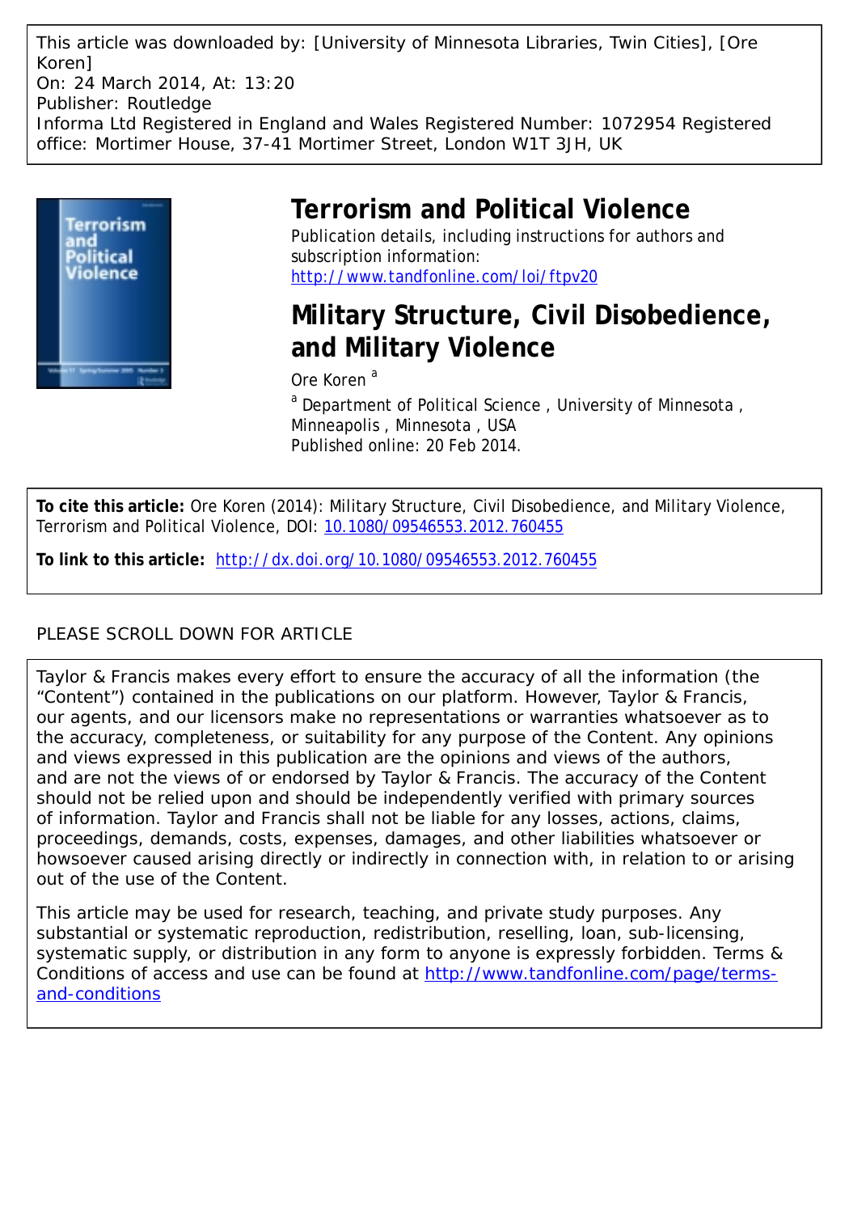This article was downloaded by: [University of Minnesota Libraries, Twin Cities], [Ore Koren]
On: 24 March 2014, At: 13:20
Publisher: Routledge
Informa Ltd Registered in England and Wales Registered Number: 1072954 Registered office: Mortimer House, 37-41 Mortimer Street, London W1T 3JH, UK

# Terrorism and Political Violence

Publication details, including instructions for authors and subscription information:
http://www.tandfonline.com/loi/ftpv20

# Military Structure, Civil Disobedience, and Military Violence

Ore Koren [a]

[a] Department of Political Science , University of Minnesota , Minneapolis , Minnesota , USA
Published online: 20 Feb 2014.

**To cite this article:** Ore Koren (2014): Military Structure, Civil Disobedience, and Military Violence, Terrorism and Political Violence, DOI: 10.1080/09546553.2012.760455

**To link to this article:** http://dx.doi.org/10.1080/09546553.2012.760455

PLEASE SCROLL DOWN FOR ARTICLE

Taylor & Francis makes every effort to ensure the accuracy of all the information (the "Content") contained in the publications on our platform. However, Taylor & Francis, our agents, and our licensors make no representations or warranties whatsoever as to the accuracy, completeness, or suitability for any purpose of the Content. Any opinions and views expressed in this publication are the opinions and views of the authors, and are not the views of or endorsed by Taylor & Francis. The accuracy of the Content should not be relied upon and should be independently verified with primary sources of information. Taylor and Francis shall not be liable for any losses, actions, claims, proceedings, demands, costs, expenses, damages, and other liabilities whatsoever or howsoever caused arising directly or indirectly in connection with, in relation to or arising out of the use of the Content.

This article may be used for research, teaching, and private study purposes. Any substantial or systematic reproduction, redistribution, reselling, loan, sub-licensing, systematic supply, or distribution in any form to anyone is expressly forbidden. Terms & Conditions of access and use can be found at http://www.tandfonline.com/page/terms-and-conditions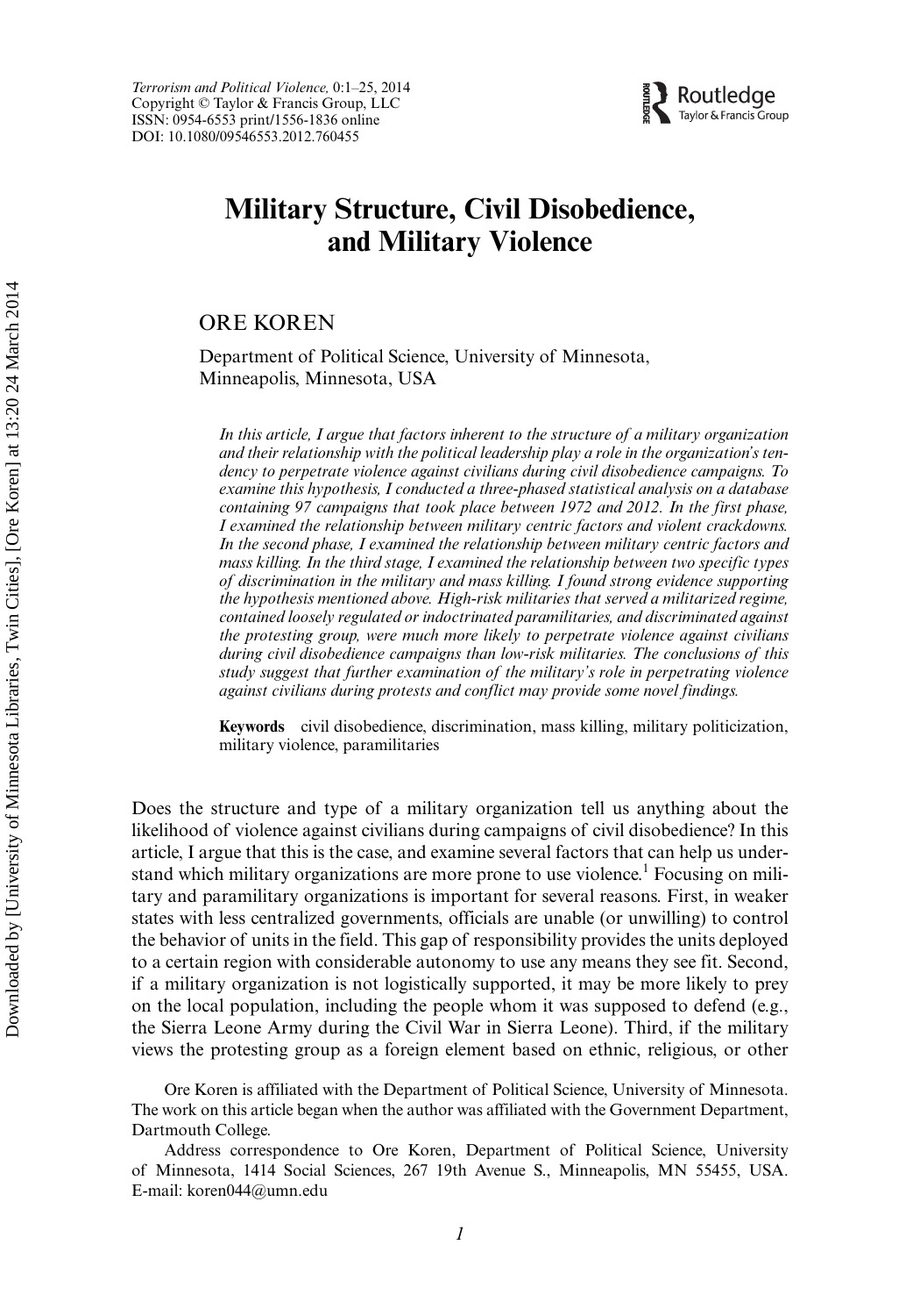# Military Structure, Civil Disobedience, and Military Violence

ORE KOREN

Department of Political Science, University of Minnesota, Minneapolis, Minnesota, USA

*In this article, I argue that factors inherent to the structure of a military organization and their relationship with the political leadership play a role in the organization's tendency to perpetrate violence against civilians during civil disobedience campaigns. To examine this hypothesis, I conducted a three-phased statistical analysis on a database containing 97 campaigns that took place between 1972 and 2012. In the first phase, I examined the relationship between military centric factors and violent crackdowns. In the second phase, I examined the relationship between military centric factors and mass killing. In the third stage, I examined the relationship between two specific types of discrimination in the military and mass killing. I found strong evidence supporting the hypothesis mentioned above. High-risk militaries that served a militarized regime, contained loosely regulated or indoctrinated paramilitaries, and discriminated against the protesting group, were much more likely to perpetrate violence against civilians during civil disobedience campaigns than low-risk militaries. The conclusions of this study suggest that further examination of the military's role in perpetrating violence against civilians during protests and conflict may provide some novel findings.*

**Keywords** civil disobedience, discrimination, mass killing, military politicization, military violence, paramilitaries

Does the structure and type of a military organization tell us anything about the likelihood of violence against civilians during campaigns of civil disobedience? In this article, I argue that this is the case, and examine several factors that can help us understand which military organizations are more prone to use violence.[1] Focusing on military and paramilitary organizations is important for several reasons. First, in weaker states with less centralized governments, officials are unable (or unwilling) to control the behavior of units in the field. This gap of responsibility provides the units deployed to a certain region with considerable autonomy to use any means they see fit. Second, if a military organization is not logistically supported, it may be more likely to prey on the local population, including the people whom it was supposed to defend (e.g., the Sierra Leone Army during the Civil War in Sierra Leone). Third, if the military views the protesting group as a foreign element based on ethnic, religious, or other

Ore Koren is affiliated with the Department of Political Science, University of Minnesota. The work on this article began when the author was affiliated with the Government Department, Dartmouth College.

Address correspondence to Ore Koren, Department of Political Science, University of Minnesota, 1414 Social Sciences, 267 19th Avenue S., Minneapolis, MN 55455, USA. E-mail: koren044@umn.edu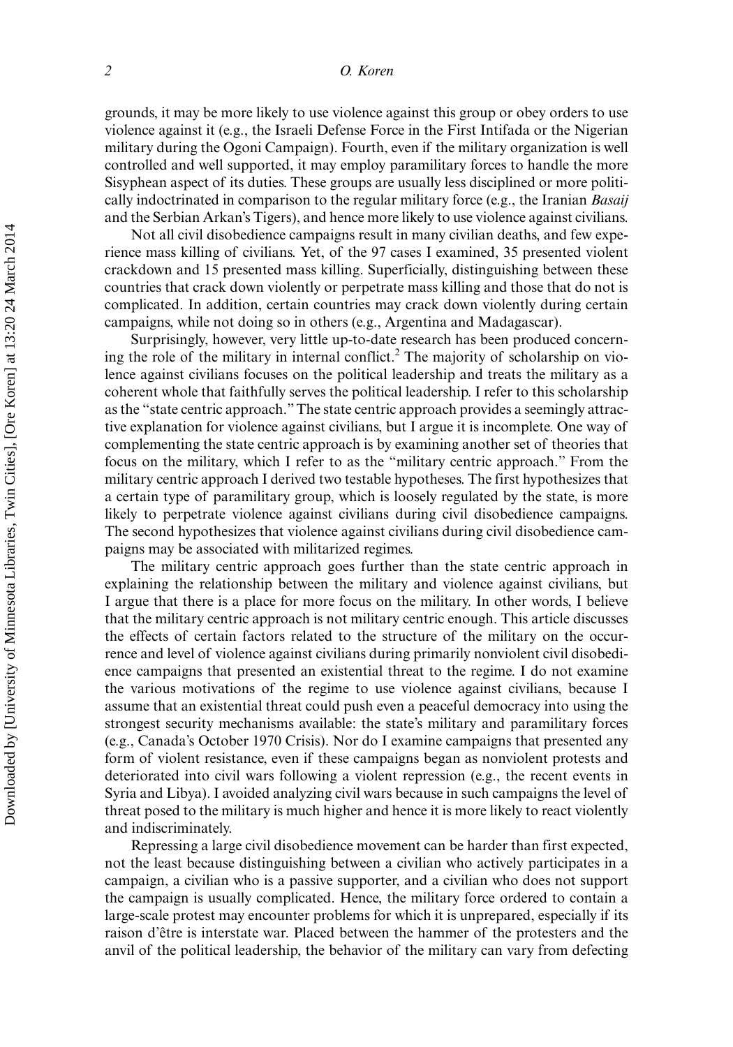grounds, it may be more likely to use violence against this group or obey orders to use violence against it (e.g., the Israeli Defense Force in the First Intifada or the Nigerian military during the Ogoni Campaign). Fourth, even if the military organization is well controlled and well supported, it may employ paramilitary forces to handle the more Sisyphean aspect of its duties. These groups are usually less disciplined or more politically indoctrinated in comparison to the regular military force (e.g., the Iranian *Basaij* and the Serbian Arkan's Tigers), and hence more likely to use violence against civilians.

Not all civil disobedience campaigns result in many civilian deaths, and few experience mass killing of civilians. Yet, of the 97 cases I examined, 35 presented violent crackdown and 15 presented mass killing. Superficially, distinguishing between these countries that crack down violently or perpetrate mass killing and those that do not is complicated. In addition, certain countries may crack down violently during certain campaigns, while not doing so in others (e.g., Argentina and Madagascar).

Surprisingly, however, very little up-to-date research has been produced concerning the role of the military in internal conflict.[2] The majority of scholarship on violence against civilians focuses on the political leadership and treats the military as a coherent whole that faithfully serves the political leadership. I refer to this scholarship as the "state centric approach." The state centric approach provides a seemingly attractive explanation for violence against civilians, but I argue it is incomplete. One way of complementing the state centric approach is by examining another set of theories that focus on the military, which I refer to as the "military centric approach." From the military centric approach I derived two testable hypotheses. The first hypothesizes that a certain type of paramilitary group, which is loosely regulated by the state, is more likely to perpetrate violence against civilians during civil disobedience campaigns. The second hypothesizes that violence against civilians during civil disobedience campaigns may be associated with militarized regimes.

The military centric approach goes further than the state centric approach in explaining the relationship between the military and violence against civilians, but I argue that there is a place for more focus on the military. In other words, I believe that the military centric approach is not military centric enough. This article discusses the effects of certain factors related to the structure of the military on the occurrence and level of violence against civilians during primarily nonviolent civil disobedience campaigns that presented an existential threat to the regime. I do not examine the various motivations of the regime to use violence against civilians, because I assume that an existential threat could push even a peaceful democracy into using the strongest security mechanisms available: the state's military and paramilitary forces (e.g., Canada's October 1970 Crisis). Nor do I examine campaigns that presented any form of violent resistance, even if these campaigns began as nonviolent protests and deteriorated into civil wars following a violent repression (e.g., the recent events in Syria and Libya). I avoided analyzing civil wars because in such campaigns the level of threat posed to the military is much higher and hence it is more likely to react violently and indiscriminately.

Repressing a large civil disobedience movement can be harder than first expected, not the least because distinguishing between a civilian who actively participates in a campaign, a civilian who is a passive supporter, and a civilian who does not support the campaign is usually complicated. Hence, the military force ordered to contain a large-scale protest may encounter problems for which it is unprepared, especially if its raison d'être is interstate war. Placed between the hammer of the protesters and the anvil of the political leadership, the behavior of the military can vary from defecting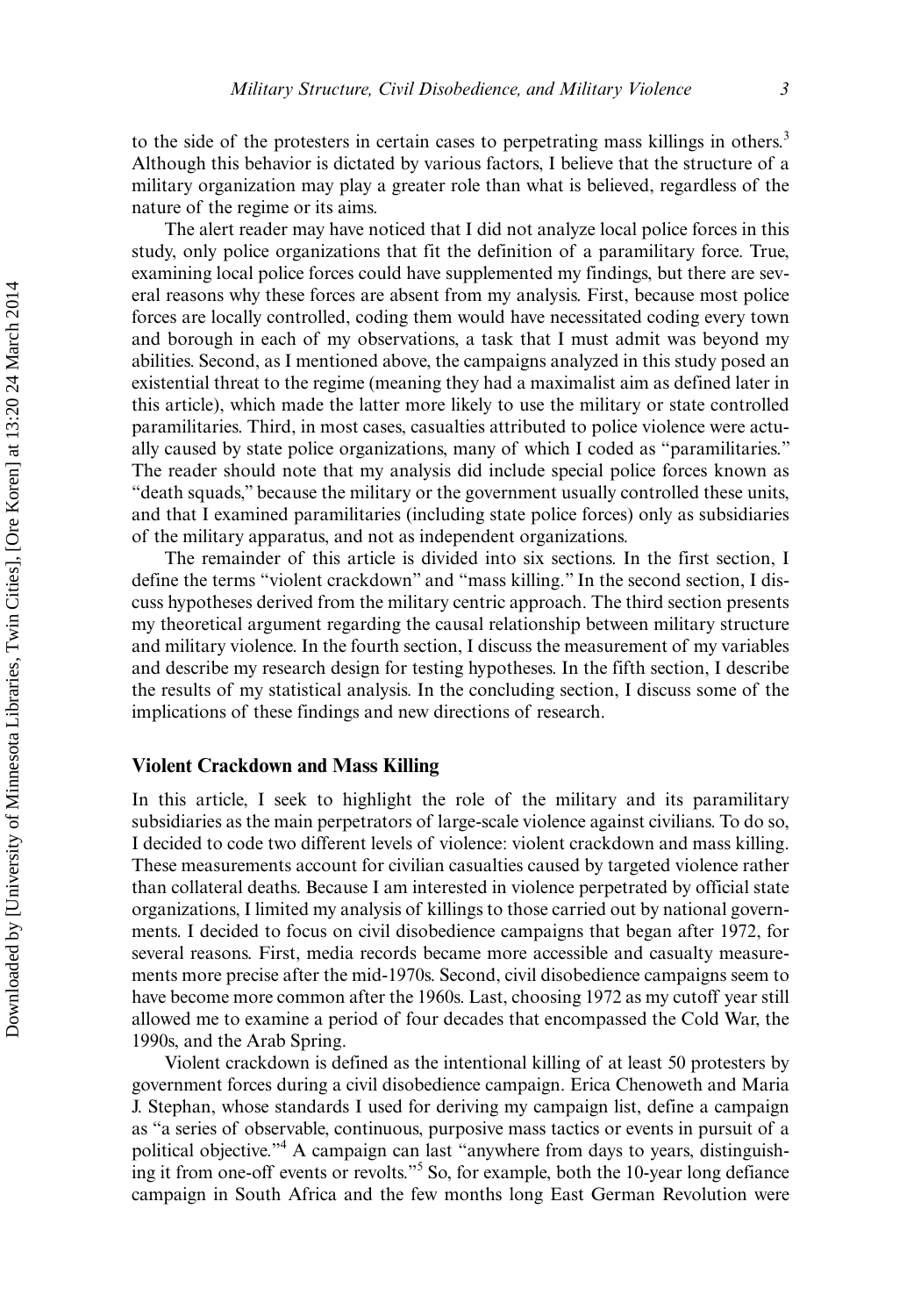to the side of the protesters in certain cases to perpetrating mass killings in others.[3] Although this behavior is dictated by various factors, I believe that the structure of a military organization may play a greater role than what is believed, regardless of the nature of the regime or its aims.

The alert reader may have noticed that I did not analyze local police forces in this study, only police organizations that fit the definition of a paramilitary force. True, examining local police forces could have supplemented my findings, but there are several reasons why these forces are absent from my analysis. First, because most police forces are locally controlled, coding them would have necessitated coding every town and borough in each of my observations, a task that I must admit was beyond my abilities. Second, as I mentioned above, the campaigns analyzed in this study posed an existential threat to the regime (meaning they had a maximalist aim as defined later in this article), which made the latter more likely to use the military or state controlled paramilitaries. Third, in most cases, casualties attributed to police violence were actually caused by state police organizations, many of which I coded as "paramilitaries." The reader should note that my analysis did include special police forces known as "death squads," because the military or the government usually controlled these units, and that I examined paramilitaries (including state police forces) only as subsidiaries of the military apparatus, and not as independent organizations.

The remainder of this article is divided into six sections. In the first section, I define the terms "violent crackdown" and "mass killing." In the second section, I discuss hypotheses derived from the military centric approach. The third section presents my theoretical argument regarding the causal relationship between military structure and military violence. In the fourth section, I discuss the measurement of my variables and describe my research design for testing hypotheses. In the fifth section, I describe the results of my statistical analysis. In the concluding section, I discuss some of the implications of these findings and new directions of research.

## Violent Crackdown and Mass Killing

In this article, I seek to highlight the role of the military and its paramilitary subsidiaries as the main perpetrators of large-scale violence against civilians. To do so, I decided to code two different levels of violence: violent crackdown and mass killing. These measurements account for civilian casualties caused by targeted violence rather than collateral deaths. Because I am interested in violence perpetrated by official state organizations, I limited my analysis of killings to those carried out by national governments. I decided to focus on civil disobedience campaigns that began after 1972, for several reasons. First, media records became more accessible and casualty measurements more precise after the mid-1970s. Second, civil disobedience campaigns seem to have become more common after the 1960s. Last, choosing 1972 as my cutoff year still allowed me to examine a period of four decades that encompassed the Cold War, the 1990s, and the Arab Spring.

Violent crackdown is defined as the intentional killing of at least 50 protesters by government forces during a civil disobedience campaign. Erica Chenoweth and Maria J. Stephan, whose standards I used for deriving my campaign list, define a campaign as "a series of observable, continuous, purposive mass tactics or events in pursuit of a political objective."[4] A campaign can last "anywhere from days to years, distinguishing it from one-off events or revolts."[5] So, for example, both the 10-year long defiance campaign in South Africa and the few months long East German Revolution were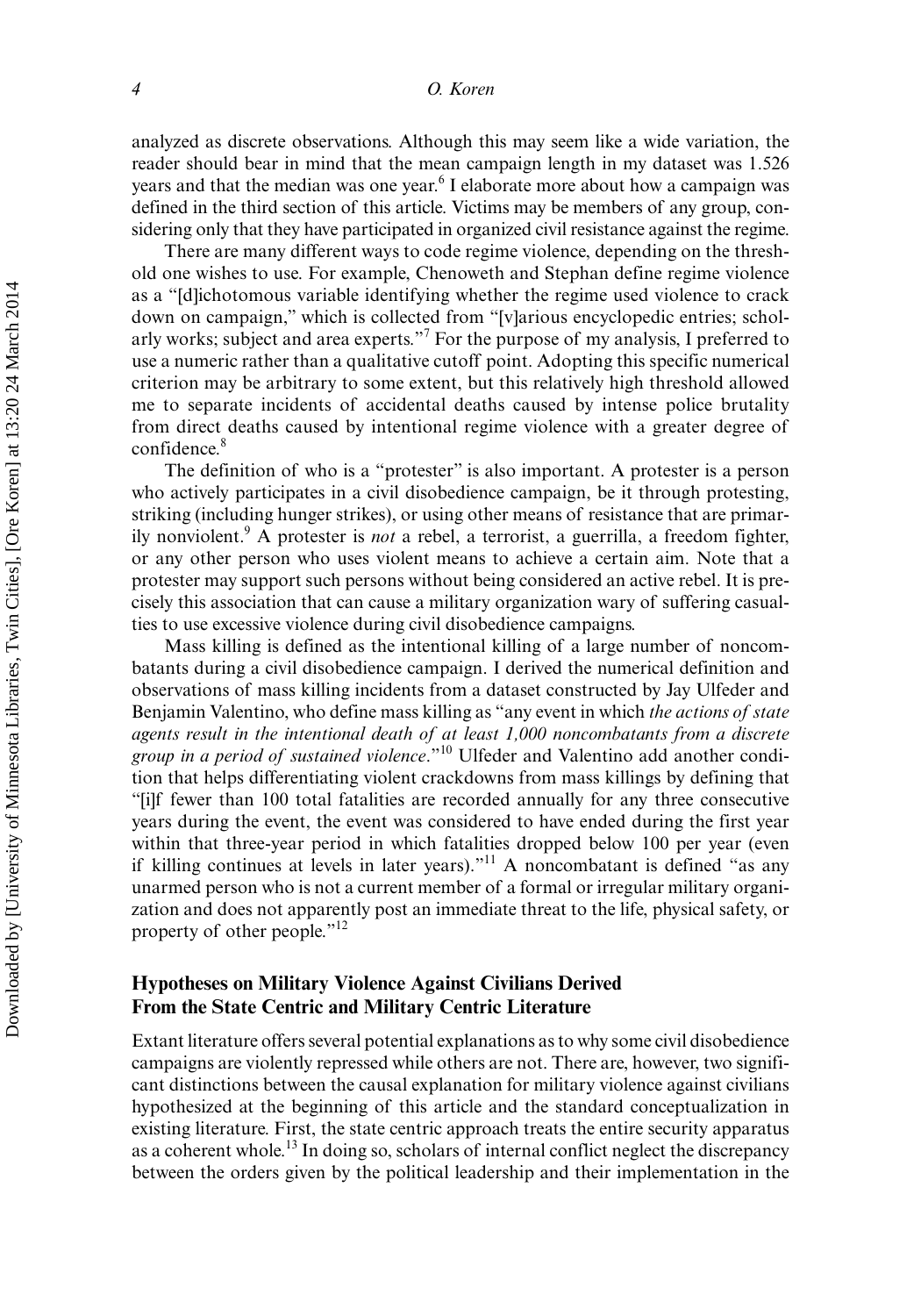analyzed as discrete observations. Although this may seem like a wide variation, the reader should bear in mind that the mean campaign length in my dataset was 1.526 years and that the median was one year.[6] I elaborate more about how a campaign was defined in the third section of this article. Victims may be members of any group, considering only that they have participated in organized civil resistance against the regime.

There are many different ways to code regime violence, depending on the threshold one wishes to use. For example, Chenoweth and Stephan define regime violence as a "[d]ichotomous variable identifying whether the regime used violence to crack down on campaign," which is collected from "[v]arious encyclopedic entries; scholarly works; subject and area experts."[7] For the purpose of my analysis, I preferred to use a numeric rather than a qualitative cutoff point. Adopting this specific numerical criterion may be arbitrary to some extent, but this relatively high threshold allowed me to separate incidents of accidental deaths caused by intense police brutality from direct deaths caused by intentional regime violence with a greater degree of confidence.[8]

The definition of who is a "protester" is also important. A protester is a person who actively participates in a civil disobedience campaign, be it through protesting, striking (including hunger strikes), or using other means of resistance that are primarily nonviolent.[9] A protester is *not* a rebel, a terrorist, a guerrilla, a freedom fighter, or any other person who uses violent means to achieve a certain aim. Note that a protester may support such persons without being considered an active rebel. It is precisely this association that can cause a military organization wary of suffering casualties to use excessive violence during civil disobedience campaigns.

Mass killing is defined as the intentional killing of a large number of noncombatants during a civil disobedience campaign. I derived the numerical definition and observations of mass killing incidents from a dataset constructed by Jay Ulfeder and Benjamin Valentino, who define mass killing as "any event in which *the actions of state agents result in the intentional death of at least 1,000 noncombatants from a discrete group in a period of sustained violence*."[10] Ulfeder and Valentino add another condition that helps differentiating violent crackdowns from mass killings by defining that "[i]f fewer than 100 total fatalities are recorded annually for any three consecutive years during the event, the event was considered to have ended during the first year within that three-year period in which fatalities dropped below 100 per year (even if killing continues at levels in later years)."[11] A noncombatant is defined "as any unarmed person who is not a current member of a formal or irregular military organization and does not apparently post an immediate threat to the life, physical safety, or property of other people."[12]

## Hypotheses on Military Violence Against Civilians Derived From the State Centric and Military Centric Literature

Extant literature offers several potential explanations as to why some civil disobedience campaigns are violently repressed while others are not. There are, however, two significant distinctions between the causal explanation for military violence against civilians hypothesized at the beginning of this article and the standard conceptualization in existing literature. First, the state centric approach treats the entire security apparatus as a coherent whole.[13] In doing so, scholars of internal conflict neglect the discrepancy between the orders given by the political leadership and their implementation in the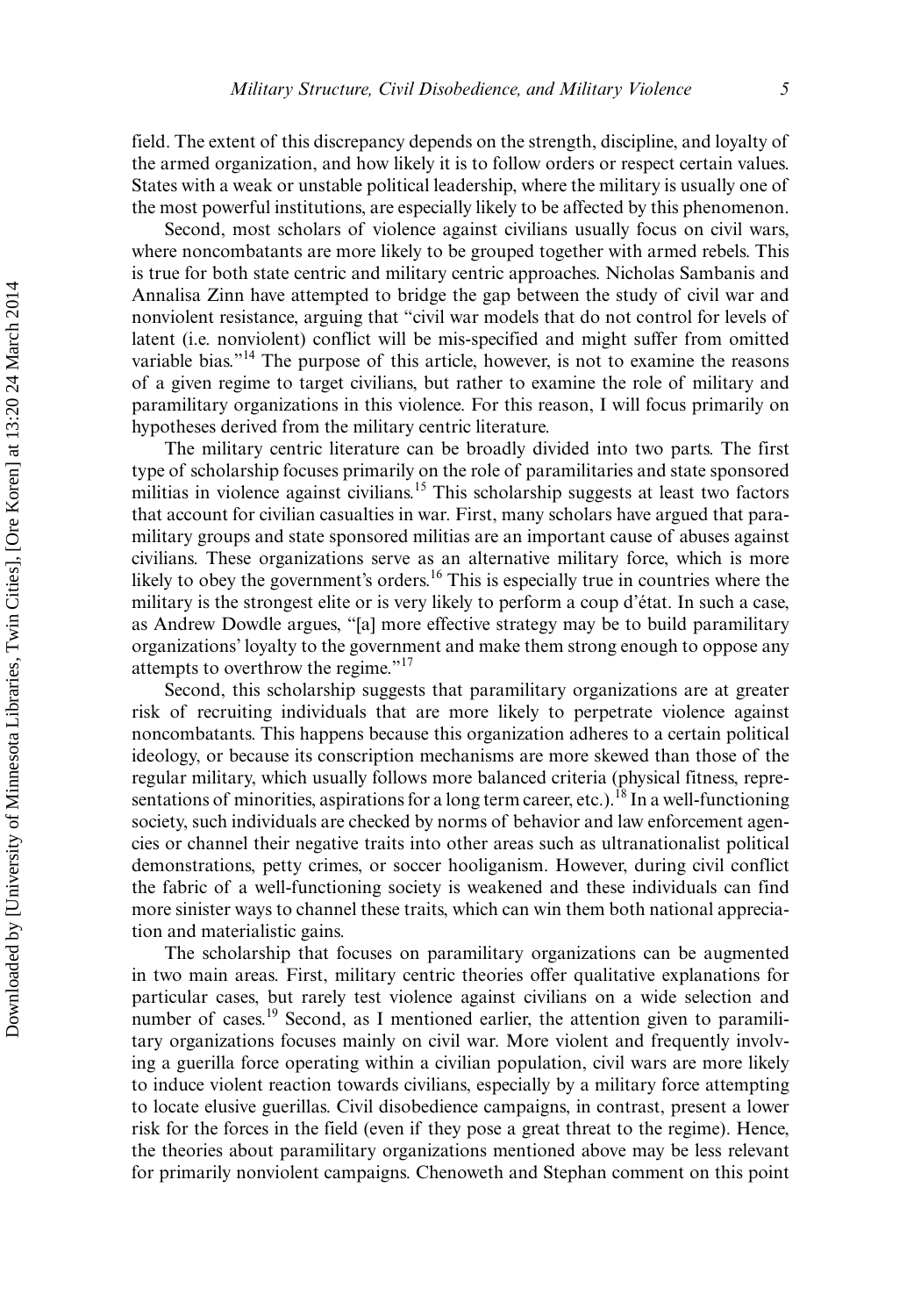field. The extent of this discrepancy depends on the strength, discipline, and loyalty of the armed organization, and how likely it is to follow orders or respect certain values. States with a weak or unstable political leadership, where the military is usually one of the most powerful institutions, are especially likely to be affected by this phenomenon.

Second, most scholars of violence against civilians usually focus on civil wars, where noncombatants are more likely to be grouped together with armed rebels. This is true for both state centric and military centric approaches. Nicholas Sambanis and Annalisa Zinn have attempted to bridge the gap between the study of civil war and nonviolent resistance, arguing that "civil war models that do not control for levels of latent (i.e. nonviolent) conflict will be mis-specified and might suffer from omitted variable bias."[14] The purpose of this article, however, is not to examine the reasons of a given regime to target civilians, but rather to examine the role of military and paramilitary organizations in this violence. For this reason, I will focus primarily on hypotheses derived from the military centric literature.

The military centric literature can be broadly divided into two parts. The first type of scholarship focuses primarily on the role of paramilitaries and state sponsored militias in violence against civilians.[15] This scholarship suggests at least two factors that account for civilian casualties in war. First, many scholars have argued that paramilitary groups and state sponsored militias are an important cause of abuses against civilians. These organizations serve as an alternative military force, which is more likely to obey the government's orders.[16] This is especially true in countries where the military is the strongest elite or is very likely to perform a coup d'état. In such a case, as Andrew Dowdle argues, "[a] more effective strategy may be to build paramilitary organizations' loyalty to the government and make them strong enough to oppose any attempts to overthrow the regime."[17]

Second, this scholarship suggests that paramilitary organizations are at greater risk of recruiting individuals that are more likely to perpetrate violence against noncombatants. This happens because this organization adheres to a certain political ideology, or because its conscription mechanisms are more skewed than those of the regular military, which usually follows more balanced criteria (physical fitness, representations of minorities, aspirations for a long term career, etc.).[18] In a well-functioning society, such individuals are checked by norms of behavior and law enforcement agencies or channel their negative traits into other areas such as ultranationalist political demonstrations, petty crimes, or soccer hooliganism. However, during civil conflict the fabric of a well-functioning society is weakened and these individuals can find more sinister ways to channel these traits, which can win them both national appreciation and materialistic gains.

The scholarship that focuses on paramilitary organizations can be augmented in two main areas. First, military centric theories offer qualitative explanations for particular cases, but rarely test violence against civilians on a wide selection and number of cases.[19] Second, as I mentioned earlier, the attention given to paramilitary organizations focuses mainly on civil war. More violent and frequently involving a guerilla force operating within a civilian population, civil wars are more likely to induce violent reaction towards civilians, especially by a military force attempting to locate elusive guerillas. Civil disobedience campaigns, in contrast, present a lower risk for the forces in the field (even if they pose a great threat to the regime). Hence, the theories about paramilitary organizations mentioned above may be less relevant for primarily nonviolent campaigns. Chenoweth and Stephan comment on this point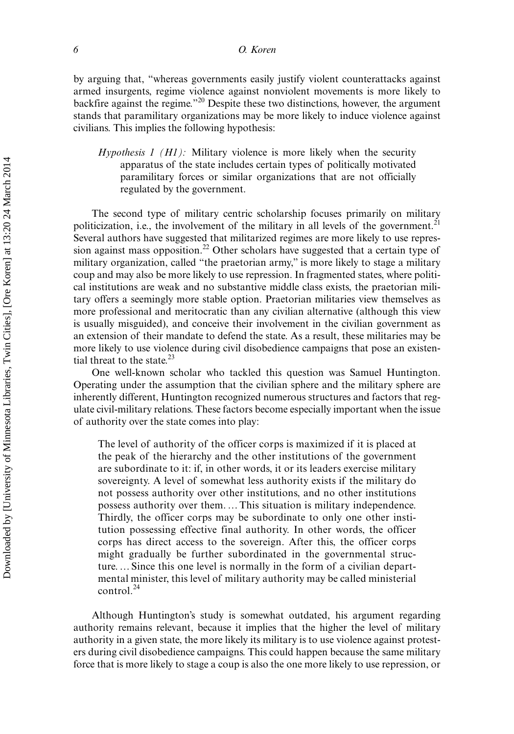by arguing that, "whereas governments easily justify violent counterattacks against armed insurgents, regime violence against nonviolent movements is more likely to backfire against the regime."[20] Despite these two distinctions, however, the argument stands that paramilitary organizations may be more likely to induce violence against civilians. This implies the following hypothesis:

> *Hypothesis 1 (H1):* Military violence is more likely when the security apparatus of the state includes certain types of politically motivated paramilitary forces or similar organizations that are not officially regulated by the government.

The second type of military centric scholarship focuses primarily on military politicization, i.e., the involvement of the military in all levels of the government.[21] Several authors have suggested that militarized regimes are more likely to use repression against mass opposition.[22] Other scholars have suggested that a certain type of military organization, called "the praetorian army," is more likely to stage a military coup and may also be more likely to use repression. In fragmented states, where political institutions are weak and no substantive middle class exists, the praetorian military offers a seemingly more stable option. Praetorian militaries view themselves as more professional and meritocratic than any civilian alternative (although this view is usually misguided), and conceive their involvement in the civilian government as an extension of their mandate to defend the state. As a result, these militaries may be more likely to use violence during civil disobedience campaigns that pose an existential threat to the state.[23]

One well-known scholar who tackled this question was Samuel Huntington. Operating under the assumption that the civilian sphere and the military sphere are inherently different, Huntington recognized numerous structures and factors that regulate civil-military relations. These factors become especially important when the issue of authority over the state comes into play:

> The level of authority of the officer corps is maximized if it is placed at the peak of the hierarchy and the other institutions of the government are subordinate to it: if, in other words, it or its leaders exercise military sovereignty. A level of somewhat less authority exists if the military do not possess authority over other institutions, and no other institutions possess authority over them. … This situation is military independence. Thirdly, the officer corps may be subordinate to only one other institution possessing effective final authority. In other words, the officer corps has direct access to the sovereign. After this, the officer corps might gradually be further subordinated in the governmental structure. … Since this one level is normally in the form of a civilian departmental minister, this level of military authority may be called ministerial control.[24]

Although Huntington's study is somewhat outdated, his argument regarding authority remains relevant, because it implies that the higher the level of military authority in a given state, the more likely its military is to use violence against protesters during civil disobedience campaigns. This could happen because the same military force that is more likely to stage a coup is also the one more likely to use repression, or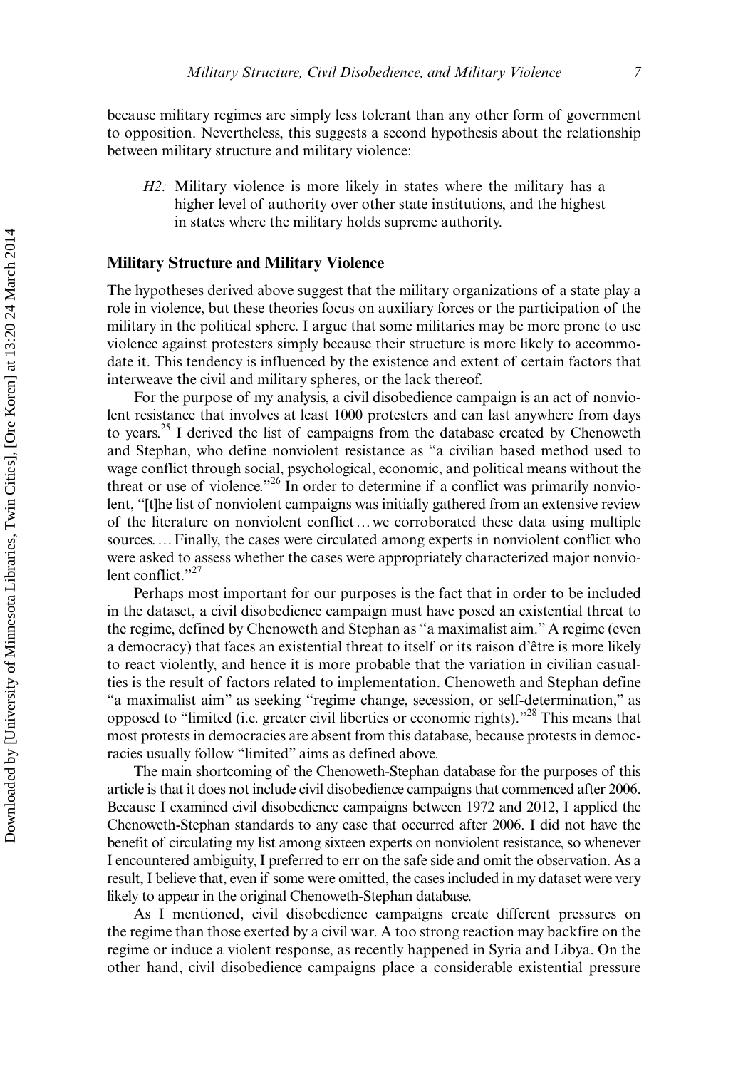because military regimes are simply less tolerant than any other form of government to opposition. Nevertheless, this suggests a second hypothesis about the relationship between military structure and military violence:

> *H2:* Military violence is more likely in states where the military has a higher level of authority over other state institutions, and the highest in states where the military holds supreme authority.

## Military Structure and Military Violence

The hypotheses derived above suggest that the military organizations of a state play a role in violence, but these theories focus on auxiliary forces or the participation of the military in the political sphere. I argue that some militaries may be more prone to use violence against protesters simply because their structure is more likely to accommodate it. This tendency is influenced by the existence and extent of certain factors that interweave the civil and military spheres, or the lack thereof.

For the purpose of my analysis, a civil disobedience campaign is an act of nonviolent resistance that involves at least 1000 protesters and can last anywhere from days to years.[25] I derived the list of campaigns from the database created by Chenoweth and Stephan, who define nonviolent resistance as "a civilian based method used to wage conflict through social, psychological, economic, and political means without the threat or use of violence."[26] In order to determine if a conflict was primarily nonviolent, "[t]he list of nonviolent campaigns was initially gathered from an extensive review of the literature on nonviolent conflict… we corroborated these data using multiple sources. … Finally, the cases were circulated among experts in nonviolent conflict who were asked to assess whether the cases were appropriately characterized major nonviolent conflict."[27]

Perhaps most important for our purposes is the fact that in order to be included in the dataset, a civil disobedience campaign must have posed an existential threat to the regime, defined by Chenoweth and Stephan as "a maximalist aim." A regime (even a democracy) that faces an existential threat to itself or its raison d'être is more likely to react violently, and hence it is more probable that the variation in civilian casualties is the result of factors related to implementation. Chenoweth and Stephan define "a maximalist aim" as seeking "regime change, secession, or self-determination," as opposed to "limited (i.e. greater civil liberties or economic rights)."[28] This means that most protests in democracies are absent from this database, because protests in democracies usually follow "limited" aims as defined above.

The main shortcoming of the Chenoweth-Stephan database for the purposes of this article is that it does not include civil disobedience campaigns that commenced after 2006. Because I examined civil disobedience campaigns between 1972 and 2012, I applied the Chenoweth-Stephan standards to any case that occurred after 2006. I did not have the benefit of circulating my list among sixteen experts on nonviolent resistance, so whenever I encountered ambiguity, I preferred to err on the safe side and omit the observation. As a result, I believe that, even if some were omitted, the cases included in my dataset were very likely to appear in the original Chenoweth-Stephan database.

As I mentioned, civil disobedience campaigns create different pressures on the regime than those exerted by a civil war. A too strong reaction may backfire on the regime or induce a violent response, as recently happened in Syria and Libya. On the other hand, civil disobedience campaigns place a considerable existential pressure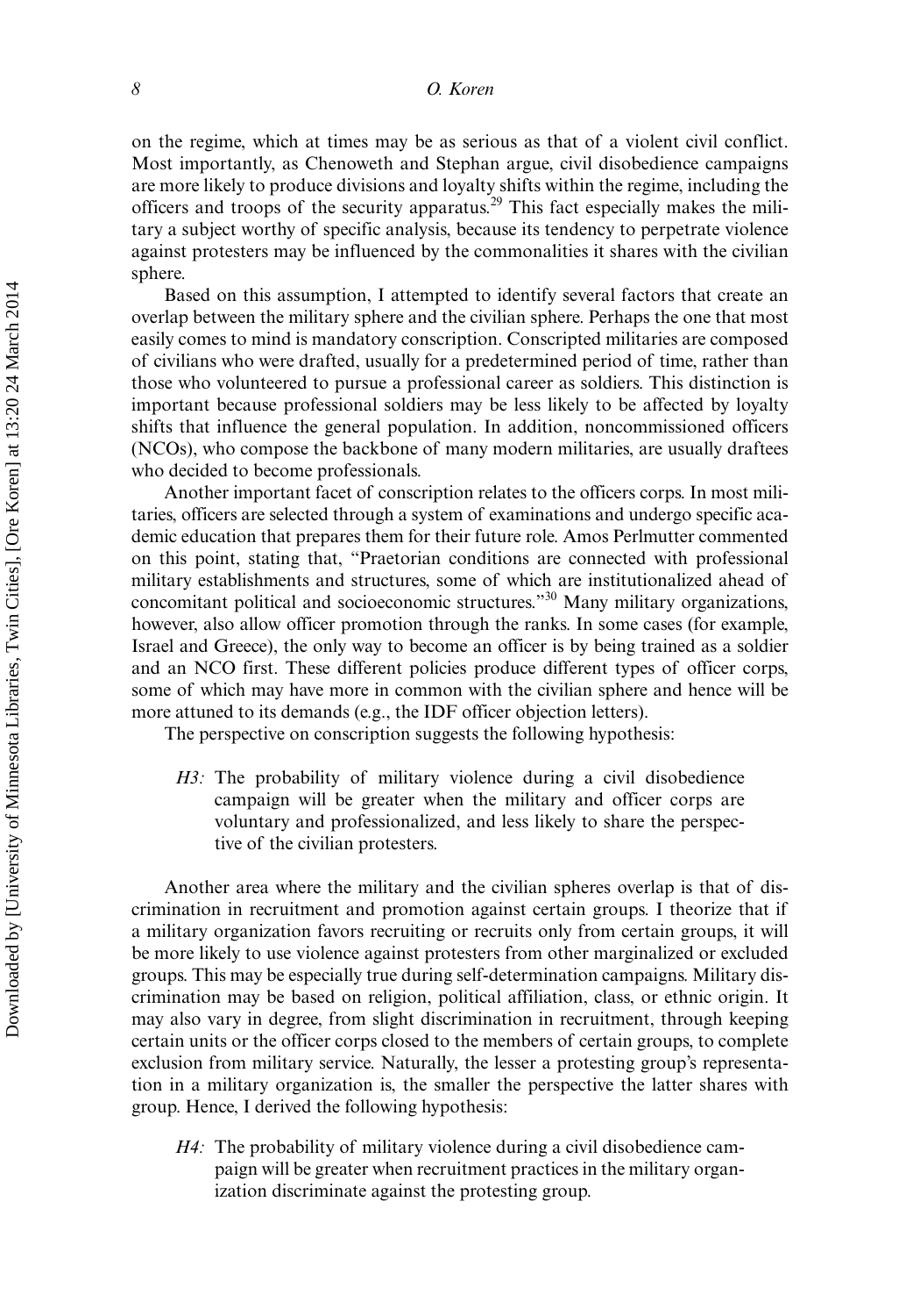on the regime, which at times may be as serious as that of a violent civil conflict. Most importantly, as Chenoweth and Stephan argue, civil disobedience campaigns are more likely to produce divisions and loyalty shifts within the regime, including the officers and troops of the security apparatus.[29] This fact especially makes the military a subject worthy of specific analysis, because its tendency to perpetrate violence against protesters may be influenced by the commonalities it shares with the civilian sphere.

Based on this assumption, I attempted to identify several factors that create an overlap between the military sphere and the civilian sphere. Perhaps the one that most easily comes to mind is mandatory conscription. Conscripted militaries are composed of civilians who were drafted, usually for a predetermined period of time, rather than those who volunteered to pursue a professional career as soldiers. This distinction is important because professional soldiers may be less likely to be affected by loyalty shifts that influence the general population. In addition, noncommissioned officers (NCOs), who compose the backbone of many modern militaries, are usually draftees who decided to become professionals.

Another important facet of conscription relates to the officers corps. In most militaries, officers are selected through a system of examinations and undergo specific academic education that prepares them for their future role. Amos Perlmutter commented on this point, stating that, "Praetorian conditions are connected with professional military establishments and structures, some of which are institutionalized ahead of concomitant political and socioeconomic structures."[30] Many military organizations, however, also allow officer promotion through the ranks. In some cases (for example, Israel and Greece), the only way to become an officer is by being trained as a soldier and an NCO first. These different policies produce different types of officer corps, some of which may have more in common with the civilian sphere and hence will be more attuned to its demands (e.g., the IDF officer objection letters).

The perspective on conscription suggests the following hypothesis:

> *H3:* The probability of military violence during a civil disobedience campaign will be greater when the military and officer corps are voluntary and professionalized, and less likely to share the perspective of the civilian protesters.

Another area where the military and the civilian spheres overlap is that of discrimination in recruitment and promotion against certain groups. I theorize that if a military organization favors recruiting or recruits only from certain groups, it will be more likely to use violence against protesters from other marginalized or excluded groups. This may be especially true during self-determination campaigns. Military discrimination may be based on religion, political affiliation, class, or ethnic origin. It may also vary in degree, from slight discrimination in recruitment, through keeping certain units or the officer corps closed to the members of certain groups, to complete exclusion from military service. Naturally, the lesser a protesting group's representation in a military organization is, the smaller the perspective the latter shares with group. Hence, I derived the following hypothesis:

> *H4:* The probability of military violence during a civil disobedience campaign will be greater when recruitment practices in the military organization discriminate against the protesting group.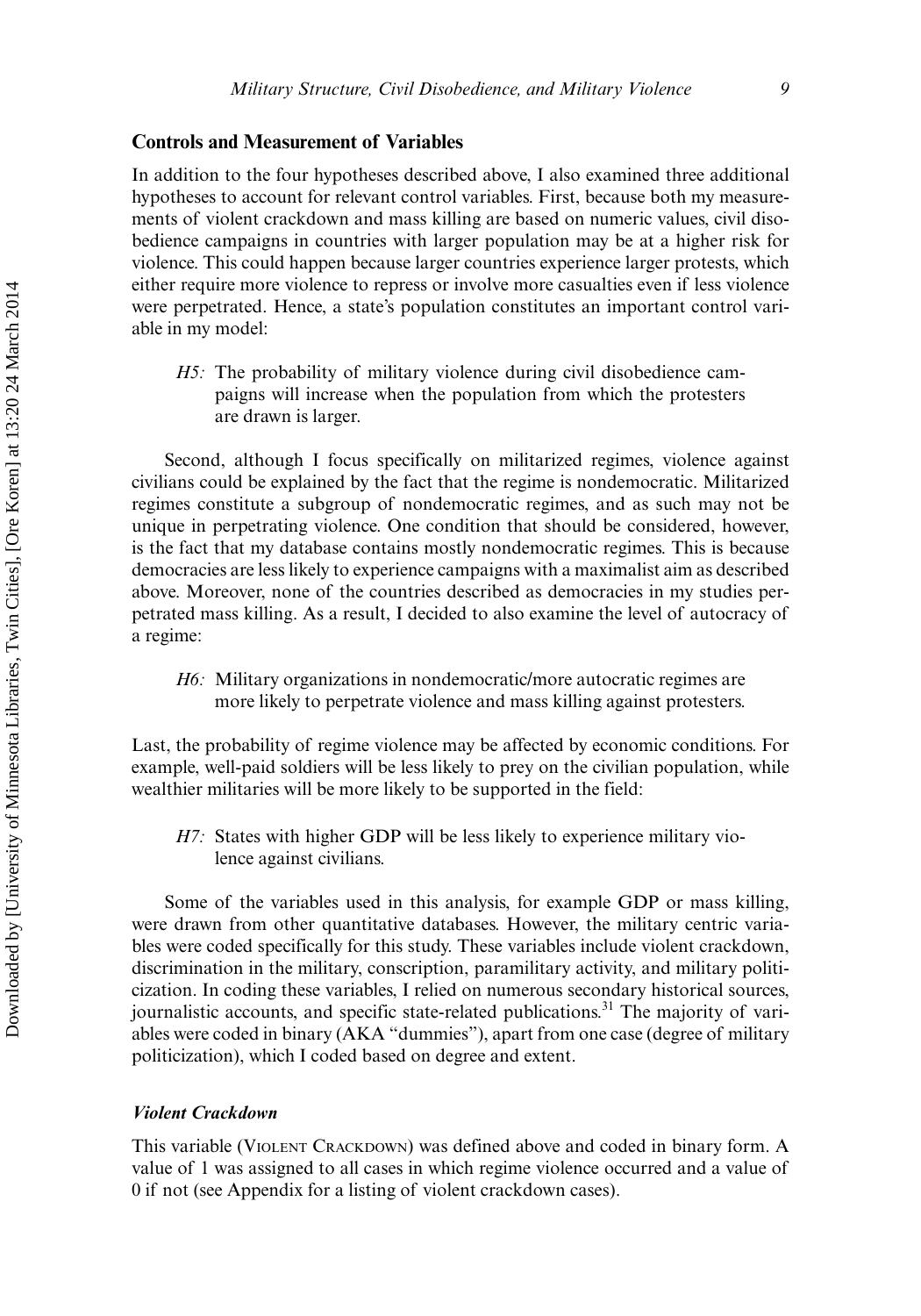## Controls and Measurement of Variables

In addition to the four hypotheses described above, I also examined three additional hypotheses to account for relevant control variables. First, because both my measurements of violent crackdown and mass killing are based on numeric values, civil disobedience campaigns in countries with larger population may be at a higher risk for violence. This could happen because larger countries experience larger protests, which either require more violence to repress or involve more casualties even if less violence were perpetrated. Hence, a state's population constitutes an important control variable in my model:

> *H5:* The probability of military violence during civil disobedience campaigns will increase when the population from which the protesters are drawn is larger.

Second, although I focus specifically on militarized regimes, violence against civilians could be explained by the fact that the regime is nondemocratic. Militarized regimes constitute a subgroup of nondemocratic regimes, and as such may not be unique in perpetrating violence. One condition that should be considered, however, is the fact that my database contains mostly nondemocratic regimes. This is because democracies are less likely to experience campaigns with a maximalist aim as described above. Moreover, none of the countries described as democracies in my studies perpetrated mass killing. As a result, I decided to also examine the level of autocracy of a regime:

> *H6:* Military organizations in nondemocratic/more autocratic regimes are more likely to perpetrate violence and mass killing against protesters.

Last, the probability of regime violence may be affected by economic conditions. For example, well-paid soldiers will be less likely to prey on the civilian population, while wealthier militaries will be more likely to be supported in the field:

> *H7:* States with higher GDP will be less likely to experience military violence against civilians.

Some of the variables used in this analysis, for example GDP or mass killing, were drawn from other quantitative databases. However, the military centric variables were coded specifically for this study. These variables include violent crackdown, discrimination in the military, conscription, paramilitary activity, and military politicization. In coding these variables, I relied on numerous secondary historical sources, journalistic accounts, and specific state-related publications.[31] The majority of variables were coded in binary (AKA "dummies"), apart from one case (degree of military politicization), which I coded based on degree and extent.

### *Violent Crackdown*

This variable (VIOLENT CRACKDOWN) was defined above and coded in binary form. A value of 1 was assigned to all cases in which regime violence occurred and a value of 0 if not (see Appendix for a listing of violent crackdown cases).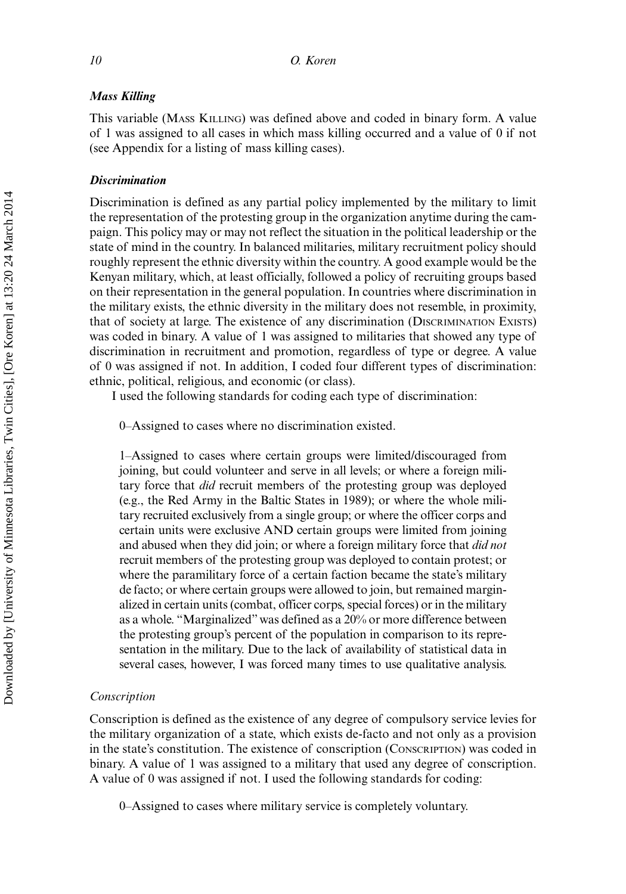### *Mass Killing*

This variable (MASS KILLING) was defined above and coded in binary form. A value of 1 was assigned to all cases in which mass killing occurred and a value of 0 if not (see Appendix for a listing of mass killing cases).

### *Discrimination*

Discrimination is defined as any partial policy implemented by the military to limit the representation of the protesting group in the organization anytime during the campaign. This policy may or may not reflect the situation in the political leadership or the state of mind in the country. In balanced militaries, military recruitment policy should roughly represent the ethnic diversity within the country. A good example would be the Kenyan military, which, at least officially, followed a policy of recruiting groups based on their representation in the general population. In countries where discrimination in the military exists, the ethnic diversity in the military does not resemble, in proximity, that of society at large. The existence of any discrimination (DISCRIMINATION EXISTS) was coded in binary. A value of 1 was assigned to militaries that showed any type of discrimination in recruitment and promotion, regardless of type or degree. A value of 0 was assigned if not. In addition, I coded four different types of discrimination: ethnic, political, religious, and economic (or class).

I used the following standards for coding each type of discrimination:

> 0–Assigned to cases where no discrimination existed.
>
> 1–Assigned to cases where certain groups were limited/discouraged from joining, but could volunteer and serve in all levels; or where a foreign military force that *did* recruit members of the protesting group was deployed (e.g., the Red Army in the Baltic States in 1989); or where the whole military recruited exclusively from a single group; or where the officer corps and certain units were exclusive AND certain groups were limited from joining and abused when they did join; or where a foreign military force that *did not* recruit members of the protesting group was deployed to contain protest; or where the paramilitary force of a certain faction became the state's military de facto; or where certain groups were allowed to join, but remained marginalized in certain units (combat, officer corps, special forces) or in the military as a whole. "Marginalized" was defined as a 20% or more difference between the protesting group's percent of the population in comparison to its representation in the military. Due to the lack of availability of statistical data in several cases, however, I was forced many times to use qualitative analysis.

#### *Conscription*

Conscription is defined as the existence of any degree of compulsory service levies for the military organization of a state, which exists de-facto and not only as a provision in the state's constitution. The existence of conscription (CONSCRIPTION) was coded in binary. A value of 1 was assigned to a military that used any degree of conscription. A value of 0 was assigned if not. I used the following standards for coding:

> 0–Assigned to cases where military service is completely voluntary.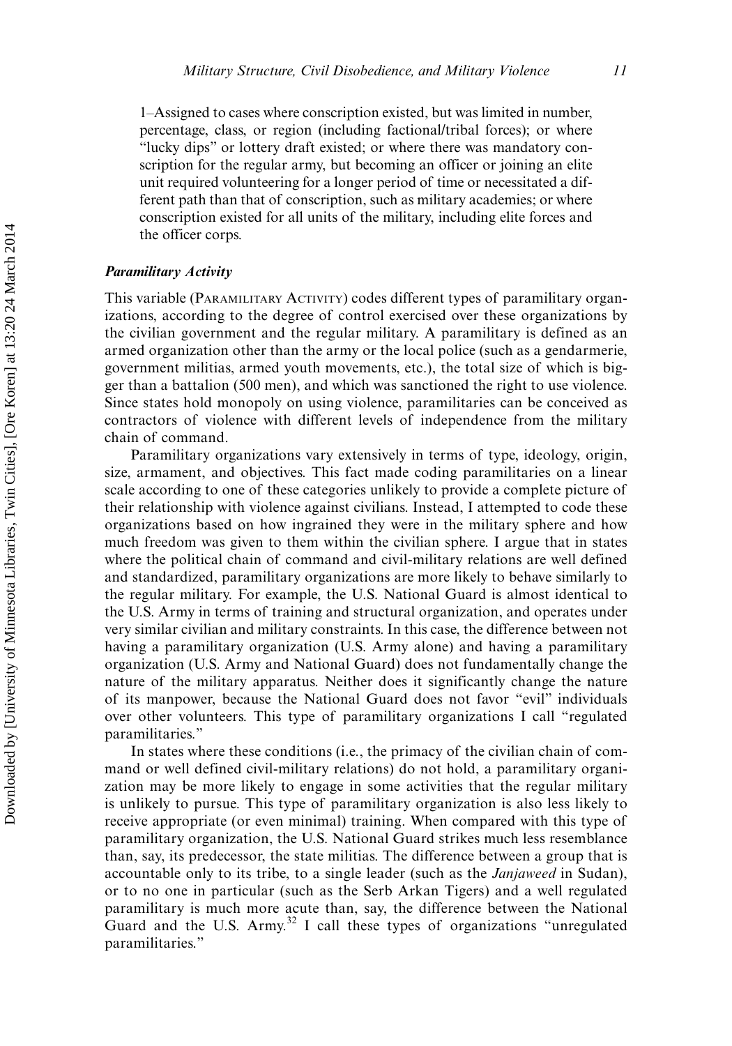1–Assigned to cases where conscription existed, but was limited in number, percentage, class, or region (including factional/tribal forces); or where "lucky dips" or lottery draft existed; or where there was mandatory conscription for the regular army, but becoming an officer or joining an elite unit required volunteering for a longer period of time or necessitated a different path than that of conscription, such as military academies; or where conscription existed for all units of the military, including elite forces and the officer corps.

### *Paramilitary Activity*

This variable (Paramilitary Activity) codes different types of paramilitary organizations, according to the degree of control exercised over these organizations by the civilian government and the regular military. A paramilitary is defined as an armed organization other than the army or the local police (such as a gendarmerie, government militias, armed youth movements, etc.), the total size of which is bigger than a battalion (500 men), and which was sanctioned the right to use violence. Since states hold monopoly on using violence, paramilitaries can be conceived as contractors of violence with different levels of independence from the military chain of command.

Paramilitary organizations vary extensively in terms of type, ideology, origin, size, armament, and objectives. This fact made coding paramilitaries on a linear scale according to one of these categories unlikely to provide a complete picture of their relationship with violence against civilians. Instead, I attempted to code these organizations based on how ingrained they were in the military sphere and how much freedom was given to them within the civilian sphere. I argue that in states where the political chain of command and civil-military relations are well defined and standardized, paramilitary organizations are more likely to behave similarly to the regular military. For example, the U.S. National Guard is almost identical to the U.S. Army in terms of training and structural organization, and operates under very similar civilian and military constraints. In this case, the difference between not having a paramilitary organization (U.S. Army alone) and having a paramilitary organization (U.S. Army and National Guard) does not fundamentally change the nature of the military apparatus. Neither does it significantly change the nature of its manpower, because the National Guard does not favor "evil" individuals over other volunteers. This type of paramilitary organizations I call "regulated paramilitaries."

In states where these conditions (i.e., the primacy of the civilian chain of command or well defined civil-military relations) do not hold, a paramilitary organization may be more likely to engage in some activities that the regular military is unlikely to pursue. This type of paramilitary organization is also less likely to receive appropriate (or even minimal) training. When compared with this type of paramilitary organization, the U.S. National Guard strikes much less resemblance than, say, its predecessor, the state militias. The difference between a group that is accountable only to its tribe, to a single leader (such as the *Janjaweed* in Sudan), or to no one in particular (such as the Serb Arkan Tigers) and a well regulated paramilitary is much more acute than, say, the difference between the National Guard and the U.S. Army.[32] I call these types of organizations "unregulated paramilitaries."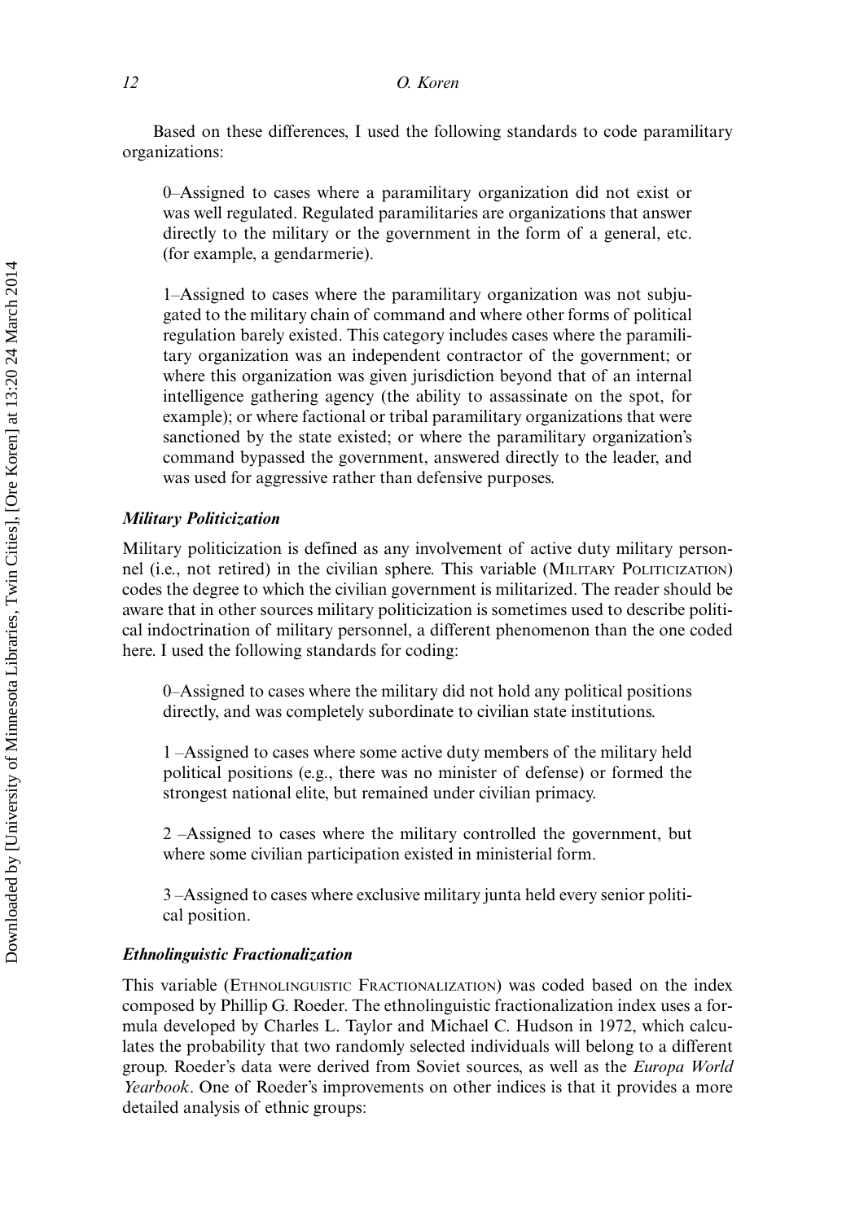Based on these differences, I used the following standards to code paramilitary organizations:

> 0–Assigned to cases where a paramilitary organization did not exist or was well regulated. Regulated paramilitaries are organizations that answer directly to the military or the government in the form of a general, etc. (for example, a gendarmerie).
>
> 1–Assigned to cases where the paramilitary organization was not subjugated to the military chain of command and where other forms of political regulation barely existed. This category includes cases where the paramilitary organization was an independent contractor of the government; or where this organization was given jurisdiction beyond that of an internal intelligence gathering agency (the ability to assassinate on the spot, for example); or where factional or tribal paramilitary organizations that were sanctioned by the state existed; or where the paramilitary organization's command bypassed the government, answered directly to the leader, and was used for aggressive rather than defensive purposes.

### *Military Politicization*

Military politicization is defined as any involvement of active duty military personnel (i.e., not retired) in the civilian sphere. This variable (MILITARY POLITICIZATION) codes the degree to which the civilian government is militarized. The reader should be aware that in other sources military politicization is sometimes used to describe political indoctrination of military personnel, a different phenomenon than the one coded here. I used the following standards for coding:

> 0–Assigned to cases where the military did not hold any political positions directly, and was completely subordinate to civilian state institutions.
>
> 1 –Assigned to cases where some active duty members of the military held political positions (e.g., there was no minister of defense) or formed the strongest national elite, but remained under civilian primacy.
>
> 2 –Assigned to cases where the military controlled the government, but where some civilian participation existed in ministerial form.
>
> 3 –Assigned to cases where exclusive military junta held every senior political position.

### *Ethnolinguistic Fractionalization*

This variable (ETHNOLINGUISTIC FRACTIONALIZATION) was coded based on the index composed by Phillip G. Roeder. The ethnolinguistic fractionalization index uses a formula developed by Charles L. Taylor and Michael C. Hudson in 1972, which calculates the probability that two randomly selected individuals will belong to a different group. Roeder's data were derived from Soviet sources, as well as the *Europa World Yearbook*. One of Roeder's improvements on other indices is that it provides a more detailed analysis of ethnic groups: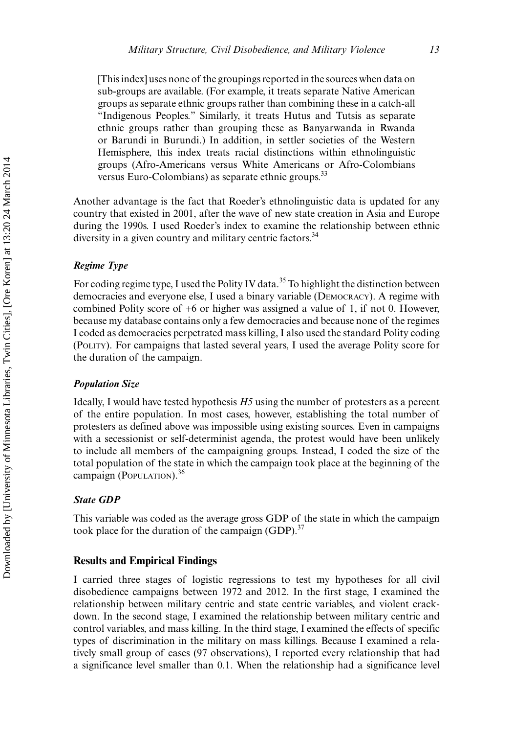> [This index] uses none of the groupings reported in the sources when data on sub-groups are available. (For example, it treats separate Native American groups as separate ethnic groups rather than combining these in a catch-all "Indigenous Peoples." Similarly, it treats Hutus and Tutsis as separate ethnic groups rather than grouping these as Banyarwanda in Rwanda or Barundi in Burundi.) In addition, in settler societies of the Western Hemisphere, this index treats racial distinctions within ethnolinguistic groups (Afro-Americans versus White Americans or Afro-Colombians versus Euro-Colombians) as separate ethnic groups.[33]

Another advantage is the fact that Roeder's ethnolinguistic data is updated for any country that existed in 2001, after the wave of new state creation in Asia and Europe during the 1990s. I used Roeder's index to examine the relationship between ethnic diversity in a given country and military centric factors.[34]

### *Regime Type*

For coding regime type, I used the Polity IV data.[35] To highlight the distinction between democracies and everyone else, I used a binary variable (DEMOCRACY). A regime with combined Polity score of +6 or higher was assigned a value of 1, if not 0. However, because my database contains only a few democracies and because none of the regimes I coded as democracies perpetrated mass killing, I also used the standard Polity coding (POLITY). For campaigns that lasted several years, I used the average Polity score for the duration of the campaign.

### *Population Size*

Ideally, I would have tested hypothesis *H5* using the number of protesters as a percent of the entire population. In most cases, however, establishing the total number of protesters as defined above was impossible using existing sources. Even in campaigns with a secessionist or self-determinist agenda, the protest would have been unlikely to include all members of the campaigning groups. Instead, I coded the size of the total population of the state in which the campaign took place at the beginning of the campaign (POPULATION).[36]

### *State GDP*

This variable was coded as the average gross GDP of the state in which the campaign took place for the duration of the campaign (GDP).[37]

## Results and Empirical Findings

I carried three stages of logistic regressions to test my hypotheses for all civil disobedience campaigns between 1972 and 2012. In the first stage, I examined the relationship between military centric and state centric variables, and violent crackdown. In the second stage, I examined the relationship between military centric and control variables, and mass killing. In the third stage, I examined the effects of specific types of discrimination in the military on mass killings. Because I examined a relatively small group of cases (97 observations), I reported every relationship that had a significance level smaller than 0.1. When the relationship had a significance level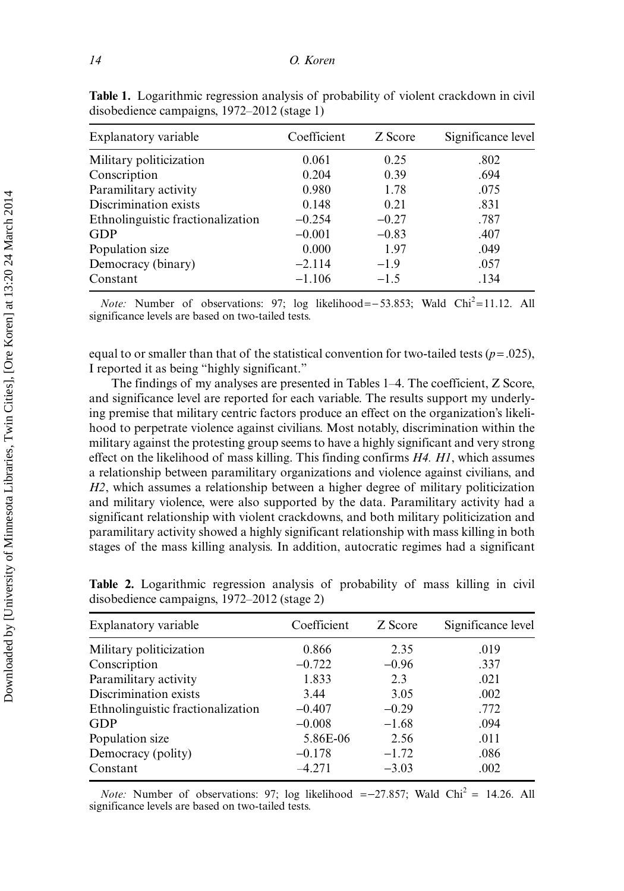**Table 1.** Logarithmic regression analysis of probability of violent crackdown in civil disobedience campaigns, 1972–2012 (stage 1)

| Explanatory variable | Coefficient | Z Score | Significance level |
|---|---|---|---|
| Military politicization | 0.061 | 0.25 | .802 |
| Conscription | 0.204 | 0.39 | .694 |
| Paramilitary activity | 0.980 | 1.78 | .075 |
| Discrimination exists | 0.148 | 0.21 | .831 |
| Ethnolinguistic fractionalization | −0.254 | −0.27 | .787 |
| GDP | −0.001 | −0.83 | .407 |
| Population size | 0.000 | 1.97 | .049 |
| Democracy (binary) | −2.114 | −1.9 | .057 |
| Constant | −1.106 | −1.5 | .134 |

*Note:* Number of observations: 97; log likelihood = −53.853; Wald $Chi^2 = 11.12$. All significance levels are based on two-tailed tests.

equal to or smaller than that of the statistical convention for two-tailed tests ($p = .025$), I reported it as being "highly significant."

The findings of my analyses are presented in Tables 1–4. The coefficient, Z Score, and significance level are reported for each variable. The results support my underlying premise that military centric factors produce an effect on the organization's likelihood to perpetrate violence against civilians. Most notably, discrimination within the military against the protesting group seems to have a highly significant and very strong effect on the likelihood of mass killing. This finding confirms *H4*. *H1*, which assumes a relationship between paramilitary organizations and violence against civilians, and *H2*, which assumes a relationship between a higher degree of military politicization and military violence, were also supported by the data. Paramilitary activity had a significant relationship with violent crackdowns, and both military politicization and paramilitary activity showed a highly significant relationship with mass killing in both stages of the mass killing analysis. In addition, autocratic regimes had a significant

**Table 2.** Logarithmic regression analysis of probability of mass killing in civil disobedience campaigns, 1972–2012 (stage 2)

| Explanatory variable | Coefficient | Z Score | Significance level |
|---|---|---|---|
| Military politicization | 0.866 | 2.35 | .019 |
| Conscription | −0.722 | −0.96 | .337 |
| Paramilitary activity | 1.833 | 2.3 | .021 |
| Discrimination exists | 3.44 | 3.05 | .002 |
| Ethnolinguistic fractionalization | −0.407 | −0.29 | .772 |
| GDP | −0.008 | −1.68 | .094 |
| Population size | 5.86E-06 | 2.56 | .011 |
| Democracy (polity) | −0.178 | −1.72 | .086 |
| Constant | −4.271 | −3.03 | .002 |

*Note:* Number of observations: 97; log likelihood = −27.857; Wald $Chi^2 = 14.26$. All significance levels are based on two-tailed tests.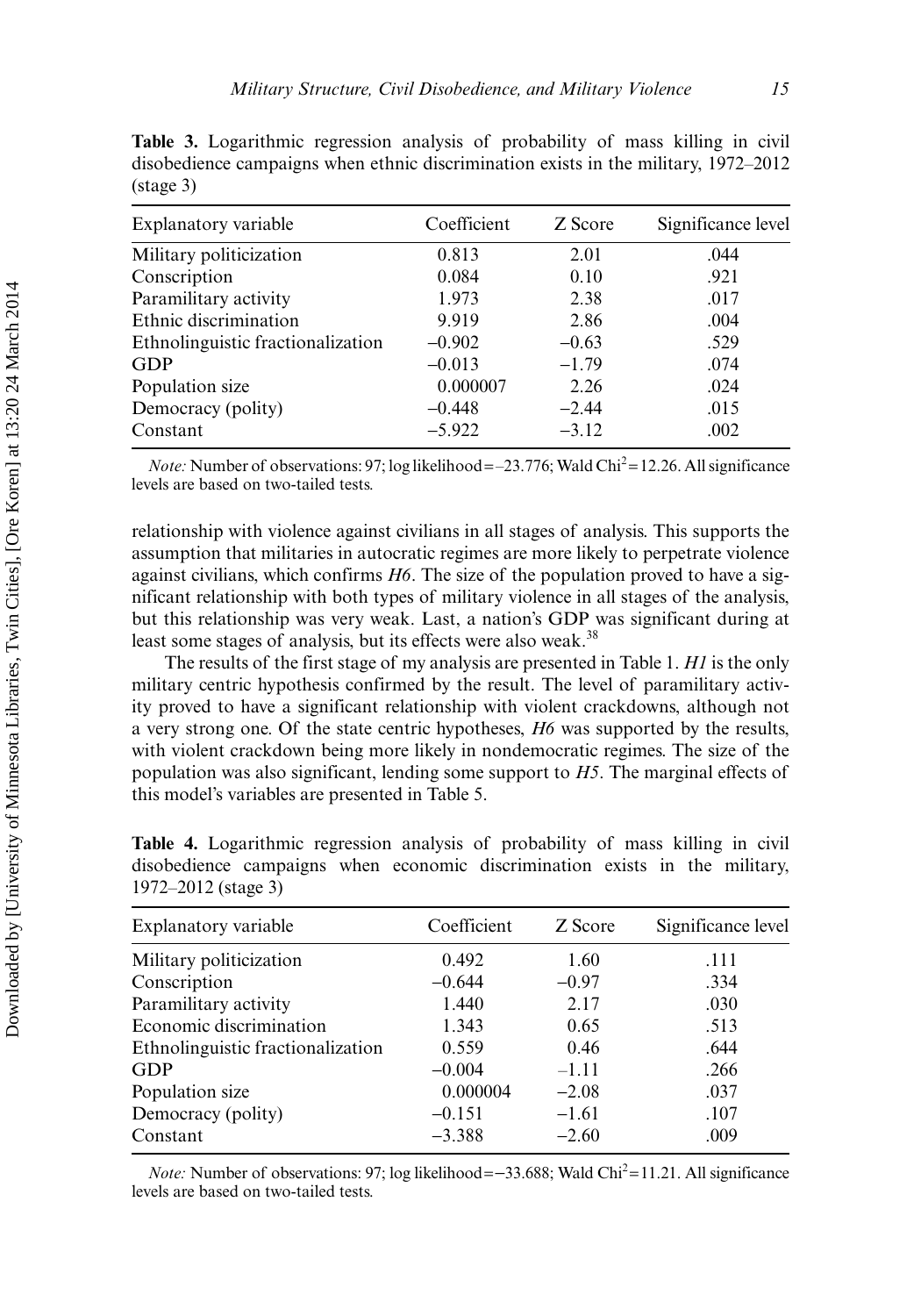**Table 3.** Logarithmic regression analysis of probability of mass killing in civil disobedience campaigns when ethnic discrimination exists in the military, 1972–2012 (stage 3)

| Explanatory variable | Coefficient | Z Score | Significance level |
|---|---|---|---|
| Military politicization | 0.813 | 2.01 | .044 |
| Conscription | 0.084 | 0.10 | .921 |
| Paramilitary activity | 1.973 | 2.38 | .017 |
| Ethnic discrimination | 9.919 | 2.86 | .004 |
| Ethnolinguistic fractionalization | –0.902 | –0.63 | .529 |
| GDP | –0.013 | –1.79 | .074 |
| Population size | 0.000007 | 2.26 | .024 |
| Democracy (polity) | –0.448 | –2.44 | .015 |
| Constant | –5.922 | –3.12 | .002 |

*Note:* Number of observations: 97; log likelihood = –23.776; Wald $Chi^2 = 12.26$. All significance levels are based on two-tailed tests.

relationship with violence against civilians in all stages of analysis. This supports the assumption that militaries in autocratic regimes are more likely to perpetrate violence against civilians, which confirms *H6*. The size of the population proved to have a significant relationship with both types of military violence in all stages of the analysis, but this relationship was very weak. Last, a nation's GDP was significant during at least some stages of analysis, but its effects were also weak.[38]

The results of the first stage of my analysis are presented in Table 1. *H1* is the only military centric hypothesis confirmed by the result. The level of paramilitary activity proved to have a significant relationship with violent crackdowns, although not a very strong one. Of the state centric hypotheses, *H6* was supported by the results, with violent crackdown being more likely in nondemocratic regimes. The size of the population was also significant, lending some support to *H5*. The marginal effects of this model's variables are presented in Table 5.

**Table 4.** Logarithmic regression analysis of probability of mass killing in civil disobedience campaigns when economic discrimination exists in the military, 1972–2012 (stage 3)

| Explanatory variable | Coefficient | Z Score | Significance level |
|---|---|---|---|
| Military politicization | 0.492 | 1.60 | .111 |
| Conscription | –0.644 | –0.97 | .334 |
| Paramilitary activity | 1.440 | 2.17 | .030 |
| Economic discrimination | 1.343 | 0.65 | .513 |
| Ethnolinguistic fractionalization | 0.559 | 0.46 | .644 |
| GDP | –0.004 | –1.11 | .266 |
| Population size | 0.000004 | –2.08 | .037 |
| Democracy (polity) | –0.151 | –1.61 | .107 |
| Constant | –3.388 | –2.60 | .009 |

*Note:* Number of observations: 97; log likelihood = –33.688; Wald $Chi^2 = 11.21$. All significance levels are based on two-tailed tests.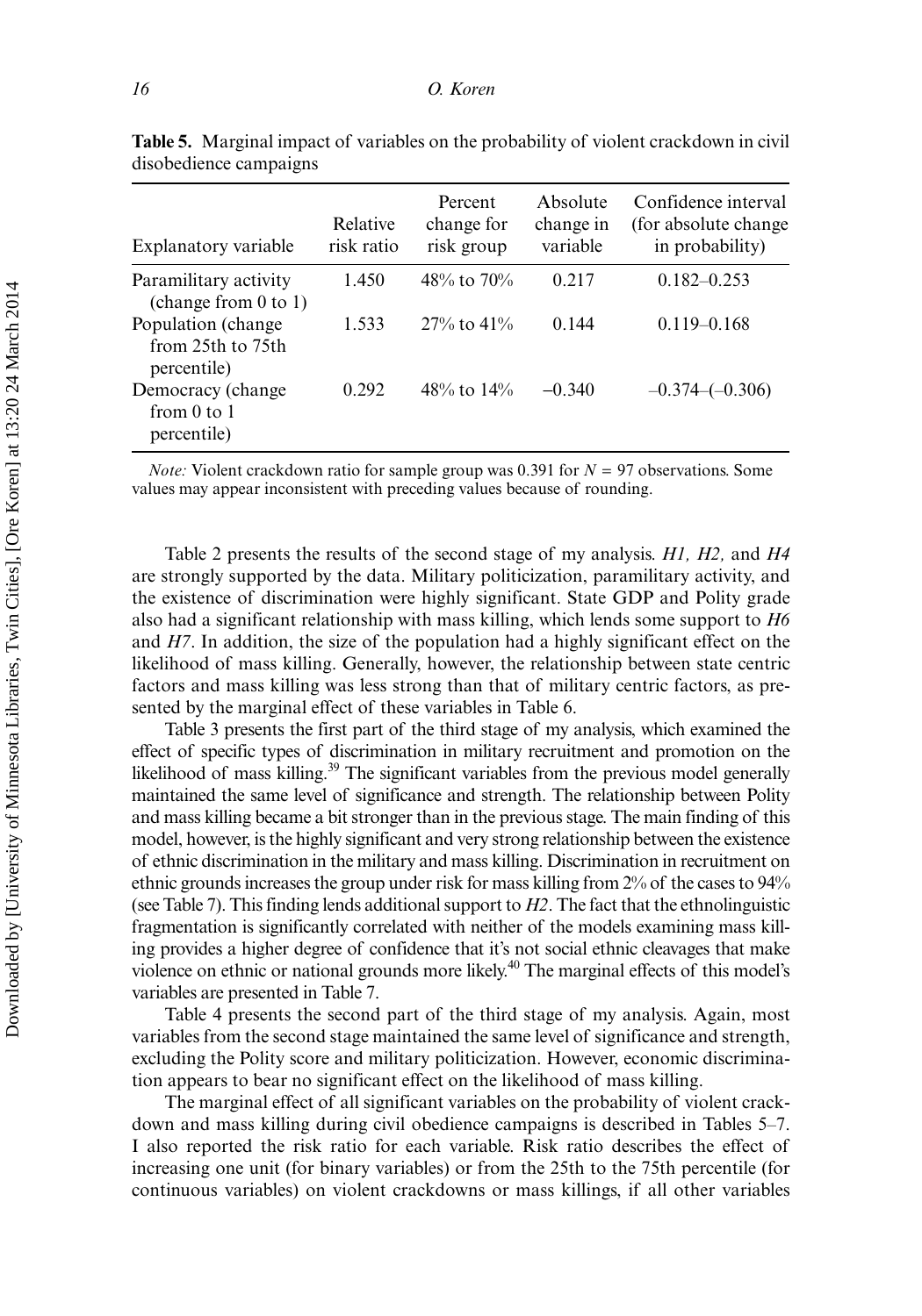**Table 5.** Marginal impact of variables on the probability of violent crackdown in civil disobedience campaigns

| Explanatory variable | Relative risk ratio | Percent change for risk group | Absolute change in variable | Confidence interval (for absolute change in probability) |
|---|---|---|---|---|
| Paramilitary activity (change from 0 to 1) | 1.450 | 48% to 70% | 0.217 | 0.182–0.253 |
| Population (change from 25th to 75th percentile) | 1.533 | 27% to 41% | 0.144 | 0.119–0.168 |
| Democracy (change from 0 to 1 percentile) | 0.292 | 48% to 14% | –0.340 | –0.374–(–0.306) |

*Note:* Violent crackdown ratio for sample group was 0.391 for $N = 97$ observations. Some values may appear inconsistent with preceding values because of rounding.

Table 2 presents the results of the second stage of my analysis. *H1, H2,* and *H4* are strongly supported by the data. Military politicization, paramilitary activity, and the existence of discrimination were highly significant. State GDP and Polity grade also had a significant relationship with mass killing, which lends some support to *H6* and *H7*. In addition, the size of the population had a highly significant effect on the likelihood of mass killing. Generally, however, the relationship between state centric factors and mass killing was less strong than that of military centric factors, as presented by the marginal effect of these variables in Table 6.

Table 3 presents the first part of the third stage of my analysis, which examined the effect of specific types of discrimination in military recruitment and promotion on the likelihood of mass killing.[39] The significant variables from the previous model generally maintained the same level of significance and strength. The relationship between Polity and mass killing became a bit stronger than in the previous stage. The main finding of this model, however, is the highly significant and very strong relationship between the existence of ethnic discrimination in the military and mass killing. Discrimination in recruitment on ethnic grounds increases the group under risk for mass killing from 2% of the cases to 94% (see Table 7). This finding lends additional support to *H2*. The fact that the ethnolinguistic fragmentation is significantly correlated with neither of the models examining mass killing provides a higher degree of confidence that it's not social ethnic cleavages that make violence on ethnic or national grounds more likely.[40] The marginal effects of this model's variables are presented in Table 7.

Table 4 presents the second part of the third stage of my analysis. Again, most variables from the second stage maintained the same level of significance and strength, excluding the Polity score and military politicization. However, economic discrimination appears to bear no significant effect on the likelihood of mass killing.

The marginal effect of all significant variables on the probability of violent crackdown and mass killing during civil obedience campaigns is described in Tables 5–7. I also reported the risk ratio for each variable. Risk ratio describes the effect of increasing one unit (for binary variables) or from the 25th to the 75th percentile (for continuous variables) on violent crackdowns or mass killings, if all other variables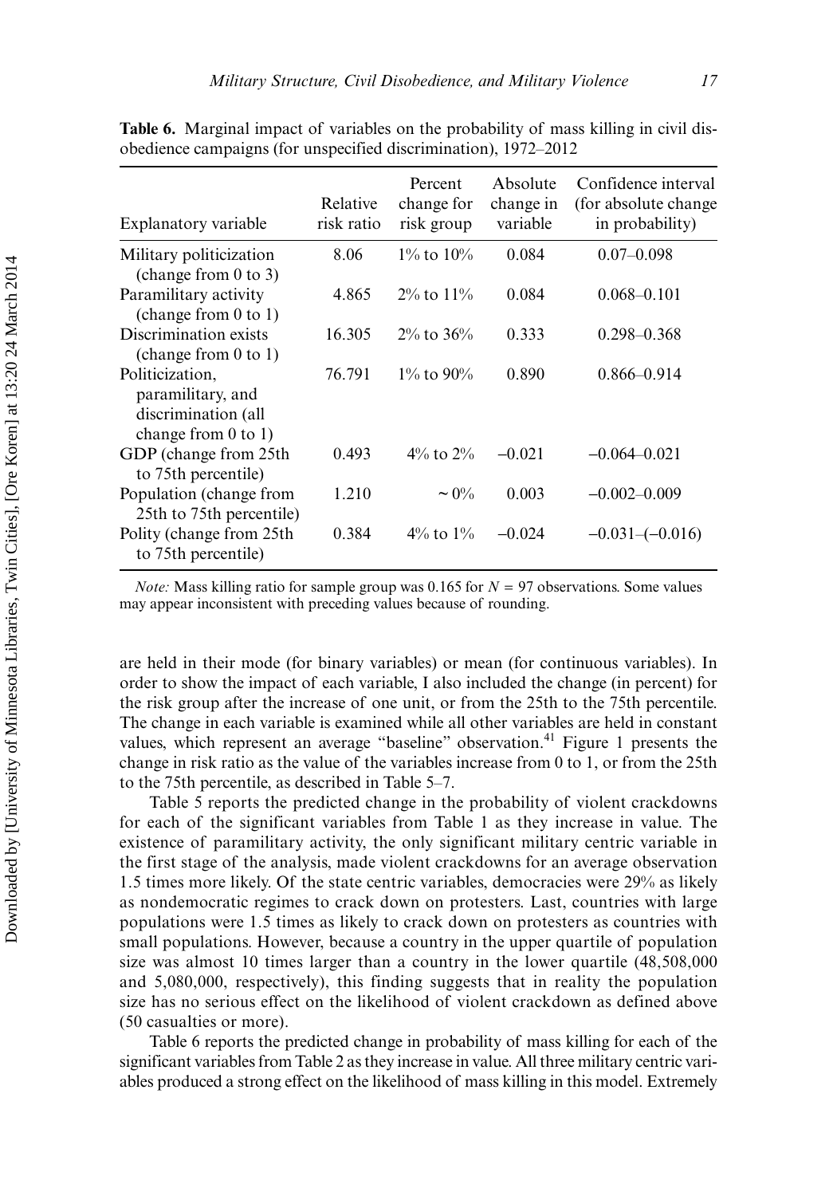**Table 6.** Marginal impact of variables on the probability of mass killing in civil disobedience campaigns (for unspecified discrimination), 1972–2012

| Explanatory variable | Relative risk ratio | Percent change for risk group | Absolute change in variable | Confidence interval (for absolute change in probability) |
|---|---|---|---|---|
| Military politicization (change from 0 to 3) | 8.06 | 1% to 10% | 0.084 | 0.07–0.098 |
| Paramilitary activity (change from 0 to 1) | 4.865 | 2% to 11% | 0.084 | 0.068–0.101 |
| Discrimination exists (change from 0 to 1) | 16.305 | 2% to 36% | 0.333 | 0.298–0.368 |
| Politicization, paramilitary, and discrimination (all change from 0 to 1) | 76.791 | 1% to 90% | 0.890 | 0.866–0.914 |
| GDP (change from 25th to 75th percentile) | 0.493 | 4% to 2% | −0.021 | −0.064–0.021 |
| Population (change from 25th to 75th percentile) | 1.210 | ~ 0% | 0.003 | −0.002–0.009 |
| Polity (change from 25th to 75th percentile) | 0.384 | 4% to 1% | −0.024 | −0.031–(−0.016) |

*Note:* Mass killing ratio for sample group was 0.165 for $N = 97$ observations. Some values may appear inconsistent with preceding values because of rounding.

are held in their mode (for binary variables) or mean (for continuous variables). In order to show the impact of each variable, I also included the change (in percent) for the risk group after the increase of one unit, or from the 25th to the 75th percentile. The change in each variable is examined while all other variables are held in constant values, which represent an average "baseline" observation.[41] Figure 1 presents the change in risk ratio as the value of the variables increase from 0 to 1, or from the 25th to the 75th percentile, as described in Table 5–7.

Table 5 reports the predicted change in the probability of violent crackdowns for each of the significant variables from Table 1 as they increase in value. The existence of paramilitary activity, the only significant military centric variable in the first stage of the analysis, made violent crackdowns for an average observation 1.5 times more likely. Of the state centric variables, democracies were 29% as likely as nondemocratic regimes to crack down on protesters. Last, countries with large populations were 1.5 times as likely to crack down on protesters as countries with small populations. However, because a country in the upper quartile of population size was almost 10 times larger than a country in the lower quartile (48,508,000 and 5,080,000, respectively), this finding suggests that in reality the population size has no serious effect on the likelihood of violent crackdown as defined above (50 casualties or more).

Table 6 reports the predicted change in probability of mass killing for each of the significant variables from Table 2 as they increase in value. All three military centric variables produced a strong effect on the likelihood of mass killing in this model. Extremely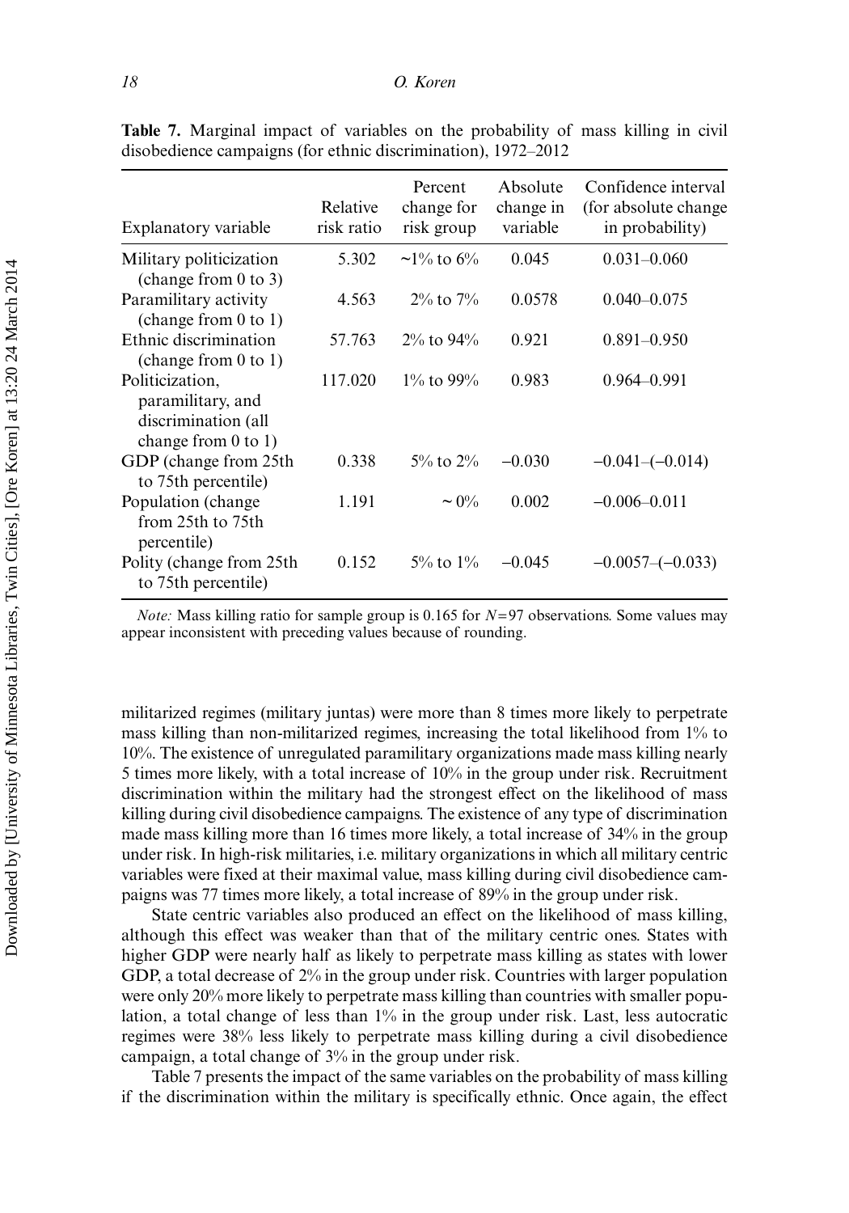**Table 7.** Marginal impact of variables on the probability of mass killing in civil disobedience campaigns (for ethnic discrimination), 1972–2012

| Explanatory variable | Relative risk ratio | Percent change for risk group | Absolute change in variable | Confidence interval (for absolute change in probability) |
|---|---|---|---|---|
| Military politicization (change from 0 to 3) | 5.302 | ~1% to 6% | 0.045 | 0.031–0.060 |
| Paramilitary activity (change from 0 to 1) | 4.563 | 2% to 7% | 0.0578 | 0.040–0.075 |
| Ethnic discrimination (change from 0 to 1) | 57.763 | 2% to 94% | 0.921 | 0.891–0.950 |
| Politicization, paramilitary, and discrimination (all change from 0 to 1) | 117.020 | 1% to 99% | 0.983 | 0.964–0.991 |
| GDP (change from 25th to 75th percentile) | 0.338 | 5% to 2% | −0.030 | −0.041–(−0.014) |
| Population (change from 25th to 75th percentile) | 1.191 | ~ 0% | 0.002 | −0.006–0.011 |
| Polity (change from 25th to 75th percentile) | 0.152 | 5% to 1% | −0.045 | −0.0057–(−0.033) |

*Note:* Mass killing ratio for sample group is 0.165 for $N = 97$ observations. Some values may appear inconsistent with preceding values because of rounding.

militarized regimes (military juntas) were more than 8 times more likely to perpetrate mass killing than non-militarized regimes, increasing the total likelihood from 1% to 10%. The existence of unregulated paramilitary organizations made mass killing nearly 5 times more likely, with a total increase of 10% in the group under risk. Recruitment discrimination within the military had the strongest effect on the likelihood of mass killing during civil disobedience campaigns. The existence of any type of discrimination made mass killing more than 16 times more likely, a total increase of 34% in the group under risk. In high-risk militaries, i.e. military organizations in which all military centric variables were fixed at their maximal value, mass killing during civil disobedience campaigns was 77 times more likely, a total increase of 89% in the group under risk.

State centric variables also produced an effect on the likelihood of mass killing, although this effect was weaker than that of the military centric ones. States with higher GDP were nearly half as likely to perpetrate mass killing as states with lower GDP, a total decrease of 2% in the group under risk. Countries with larger population were only 20% more likely to perpetrate mass killing than countries with smaller population, a total change of less than 1% in the group under risk. Last, less autocratic regimes were 38% less likely to perpetrate mass killing during a civil disobedience campaign, a total change of 3% in the group under risk.

Table 7 presents the impact of the same variables on the probability of mass killing if the discrimination within the military is specifically ethnic. Once again, the effect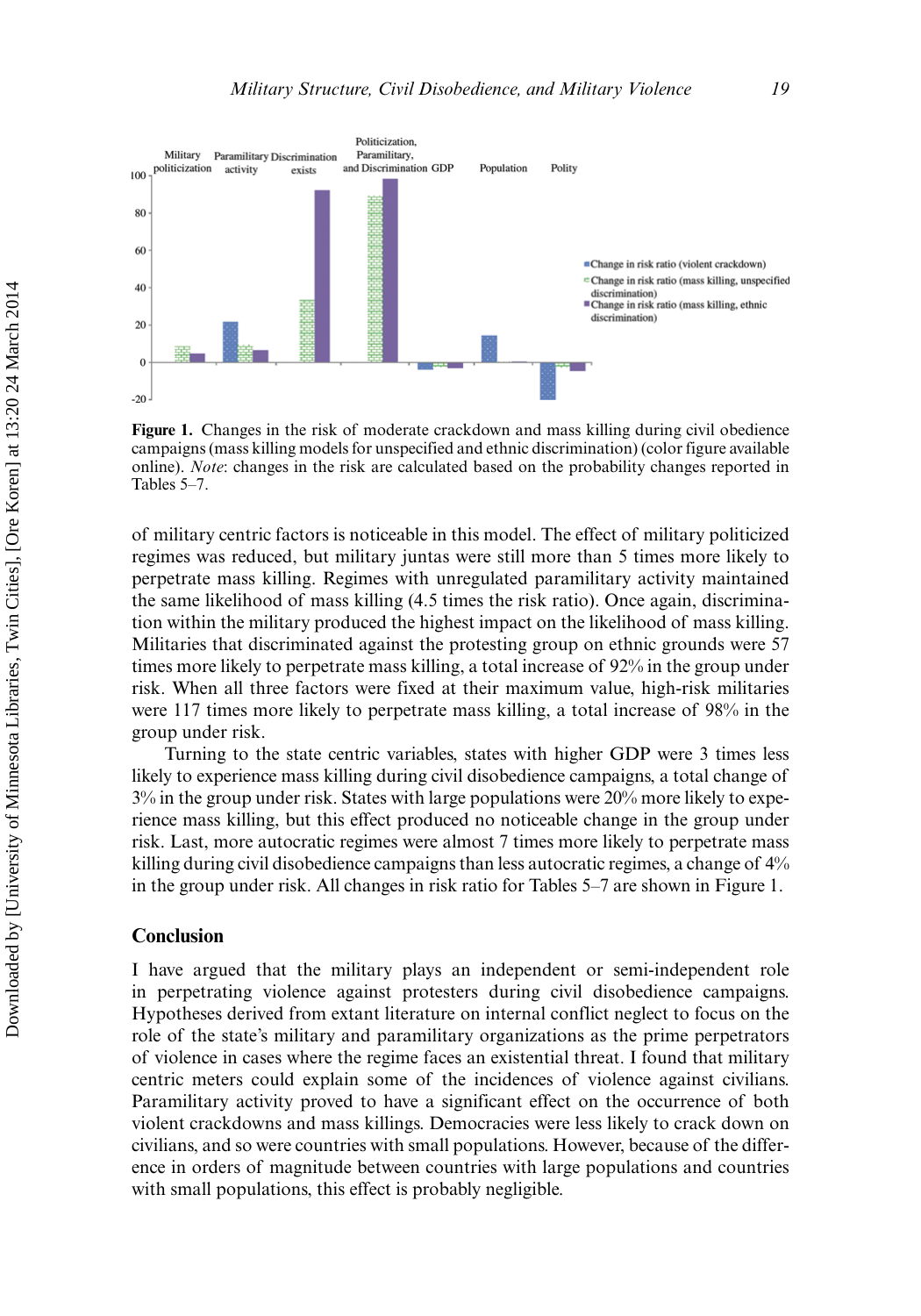**Figure 1.** Changes in the risk of moderate crackdown and mass killing during civil obedience campaigns (mass killing models for unspecified and ethnic discrimination) (color figure available online). *Note*: changes in the risk are calculated based on the probability changes reported in Tables 5–7.

of military centric factors is noticeable in this model. The effect of military politicized regimes was reduced, but military juntas were still more than 5 times more likely to perpetrate mass killing. Regimes with unregulated paramilitary activity maintained the same likelihood of mass killing (4.5 times the risk ratio). Once again, discrimination within the military produced the highest impact on the likelihood of mass killing. Militaries that discriminated against the protesting group on ethnic grounds were 57 times more likely to perpetrate mass killing, a total increase of 92% in the group under risk. When all three factors were fixed at their maximum value, high-risk militaries were 117 times more likely to perpetrate mass killing, a total increase of 98% in the group under risk.

Turning to the state centric variables, states with higher GDP were 3 times less likely to experience mass killing during civil disobedience campaigns, a total change of 3% in the group under risk. States with large populations were 20% more likely to experience mass killing, but this effect produced no noticeable change in the group under risk. Last, more autocratic regimes were almost 7 times more likely to perpetrate mass killing during civil disobedience campaigns than less autocratic regimes, a change of 4% in the group under risk. All changes in risk ratio for Tables 5–7 are shown in Figure 1.

## Conclusion

I have argued that the military plays an independent or semi-independent role in perpetrating violence against protesters during civil disobedience campaigns. Hypotheses derived from extant literature on internal conflict neglect to focus on the role of the state's military and paramilitary organizations as the prime perpetrators of violence in cases where the regime faces an existential threat. I found that military centric meters could explain some of the incidences of violence against civilians. Paramilitary activity proved to have a significant effect on the occurrence of both violent crackdowns and mass killings. Democracies were less likely to crack down on civilians, and so were countries with small populations. However, because of the difference in orders of magnitude between countries with large populations and countries with small populations, this effect is probably negligible.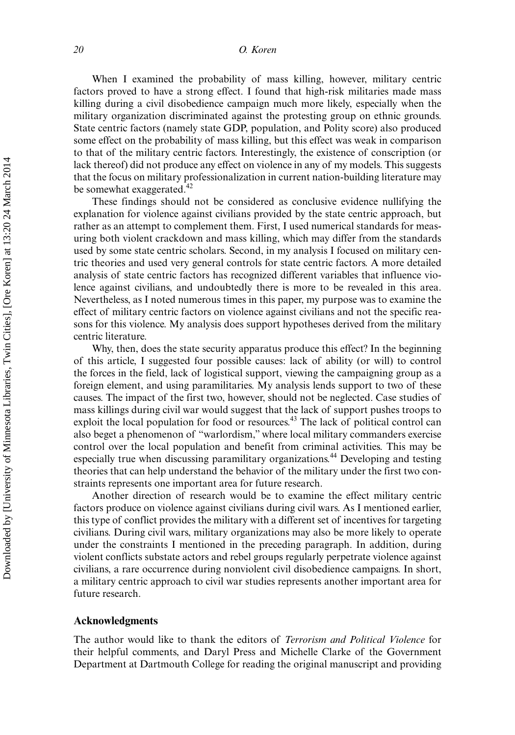When I examined the probability of mass killing, however, military centric factors proved to have a strong effect. I found that high-risk militaries made mass killing during a civil disobedience campaign much more likely, especially when the military organization discriminated against the protesting group on ethnic grounds. State centric factors (namely state GDP, population, and Polity score) also produced some effect on the probability of mass killing, but this effect was weak in comparison to that of the military centric factors. Interestingly, the existence of conscription (or lack thereof) did not produce any effect on violence in any of my models. This suggests that the focus on military professionalization in current nation-building literature may be somewhat exaggerated.[42]

These findings should not be considered as conclusive evidence nullifying the explanation for violence against civilians provided by the state centric approach, but rather as an attempt to complement them. First, I used numerical standards for measuring both violent crackdown and mass killing, which may differ from the standards used by some state centric scholars. Second, in my analysis I focused on military centric theories and used very general controls for state centric factors. A more detailed analysis of state centric factors has recognized different variables that influence violence against civilians, and undoubtedly there is more to be revealed in this area. Nevertheless, as I noted numerous times in this paper, my purpose was to examine the effect of military centric factors on violence against civilians and not the specific reasons for this violence. My analysis does support hypotheses derived from the military centric literature.

Why, then, does the state security apparatus produce this effect? In the beginning of this article, I suggested four possible causes: lack of ability (or will) to control the forces in the field, lack of logistical support, viewing the campaigning group as a foreign element, and using paramilitaries. My analysis lends support to two of these causes. The impact of the first two, however, should not be neglected. Case studies of mass killings during civil war would suggest that the lack of support pushes troops to exploit the local population for food or resources.[43] The lack of political control can also beget a phenomenon of "warlordism," where local military commanders exercise control over the local population and benefit from criminal activities. This may be especially true when discussing paramilitary organizations.[44] Developing and testing theories that can help understand the behavior of the military under the first two constraints represents one important area for future research.

Another direction of research would be to examine the effect military centric factors produce on violence against civilians during civil wars. As I mentioned earlier, this type of conflict provides the military with a different set of incentives for targeting civilians. During civil wars, military organizations may also be more likely to operate under the constraints I mentioned in the preceding paragraph. In addition, during violent conflicts substate actors and rebel groups regularly perpetrate violence against civilians, a rare occurrence during nonviolent civil disobedience campaigns. In short, a military centric approach to civil war studies represents another important area for future research.

## Acknowledgments

The author would like to thank the editors of *Terrorism and Political Violence* for their helpful comments, and Daryl Press and Michelle Clarke of the Government Department at Dartmouth College for reading the original manuscript and providing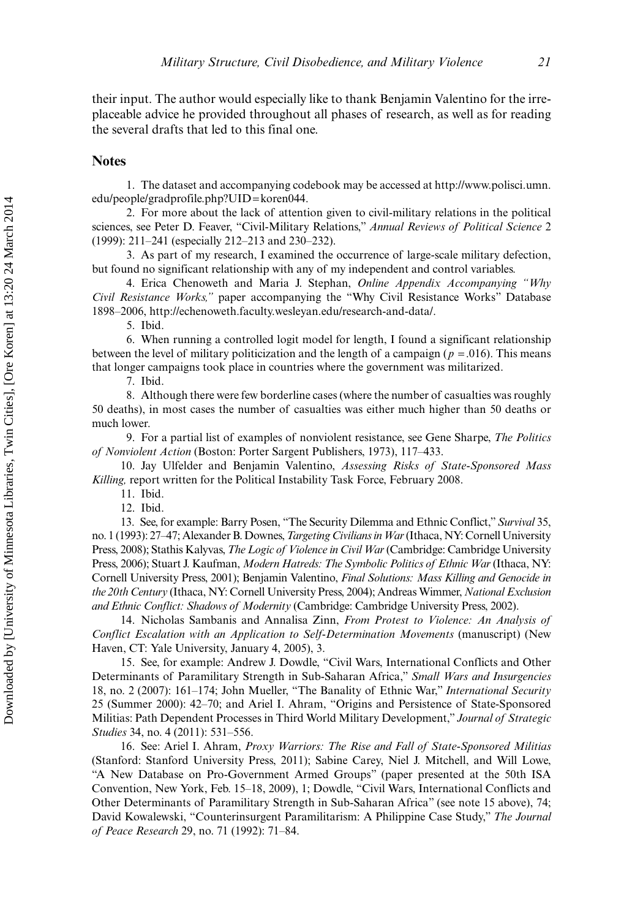their input. The author would especially like to thank Benjamin Valentino for the irreplaceable advice he provided throughout all phases of research, as well as for reading the several drafts that led to this final one.

## Notes

1. The dataset and accompanying codebook may be accessed at http://www.polisci.umn.edu/people/gradprofile.php?UID=koren044.

2. For more about the lack of attention given to civil-military relations in the political sciences, see Peter D. Feaver, "Civil-Military Relations," *Annual Reviews of Political Science* 2 (1999): 211–241 (especially 212–213 and 230–232).

3. As part of my research, I examined the occurrence of large-scale military defection, but found no significant relationship with any of my independent and control variables.

4. Erica Chenoweth and Maria J. Stephan, *Online Appendix Accompanying "Why Civil Resistance Works,"* paper accompanying the "Why Civil Resistance Works" Database 1898–2006, http://echenoweth.faculty.wesleyan.edu/research-and-data/.

5. Ibid.

6. When running a controlled logit model for length, I found a significant relationship between the level of military politicization and the length of a campaign ($p = .016$). This means that longer campaigns took place in countries where the government was militarized.

7. Ibid.

8. Although there were few borderline cases (where the number of casualties was roughly 50 deaths), in most cases the number of casualties was either much higher than 50 deaths or much lower.

9. For a partial list of examples of nonviolent resistance, see Gene Sharpe, *The Politics of Nonviolent Action* (Boston: Porter Sargent Publishers, 1973), 117–433.

10. Jay Ulfelder and Benjamin Valentino, *Assessing Risks of State-Sponsored Mass Killing,* report written for the Political Instability Task Force, February 2008.

11. Ibid.

12. Ibid.

13. See, for example: Barry Posen, "The Security Dilemma and Ethnic Conflict," *Survival* 35, no. 1 (1993): 27–47; Alexander B. Downes, *Targeting Civilians in War* (Ithaca, NY: Cornell University Press, 2008); Stathis Kalyvas, *The Logic of Violence in Civil War* (Cambridge: Cambridge University Press, 2006); Stuart J. Kaufman, *Modern Hatreds: The Symbolic Politics of Ethnic War* (Ithaca, NY: Cornell University Press, 2001); Benjamin Valentino, *Final Solutions: Mass Killing and Genocide in the 20th Century* (Ithaca, NY: Cornell University Press, 2004); Andreas Wimmer, *National Exclusion and Ethnic Conflict: Shadows of Modernity* (Cambridge: Cambridge University Press, 2002).

14. Nicholas Sambanis and Annalisa Zinn, *From Protest to Violence: An Analysis of Conflict Escalation with an Application to Self-Determination Movements* (manuscript) (New Haven, CT: Yale University, January 4, 2005), 3.

15. See, for example: Andrew J. Dowdle, "Civil Wars, International Conflicts and Other Determinants of Paramilitary Strength in Sub-Saharan Africa," *Small Wars and Insurgencies* 18, no. 2 (2007): 161–174; John Mueller, "The Banality of Ethnic War," *International Security* 25 (Summer 2000): 42–70; and Ariel I. Ahram, "Origins and Persistence of State-Sponsored Militias: Path Dependent Processes in Third World Military Development," *Journal of Strategic Studies* 34, no. 4 (2011): 531–556.

16. See: Ariel I. Ahram, *Proxy Warriors: The Rise and Fall of State-Sponsored Militias* (Stanford: Stanford University Press, 2011); Sabine Carey, Niel J. Mitchell, and Will Lowe, "A New Database on Pro-Government Armed Groups" (paper presented at the 50th ISA Convention, New York, Feb. 15–18, 2009), 1; Dowdle, "Civil Wars, International Conflicts and Other Determinants of Paramilitary Strength in Sub-Saharan Africa" (see note 15 above), 74; David Kowalewski, "Counterinsurgent Paramilitarism: A Philippine Case Study," *The Journal of Peace Research* 29, no. 71 (1992): 71–84.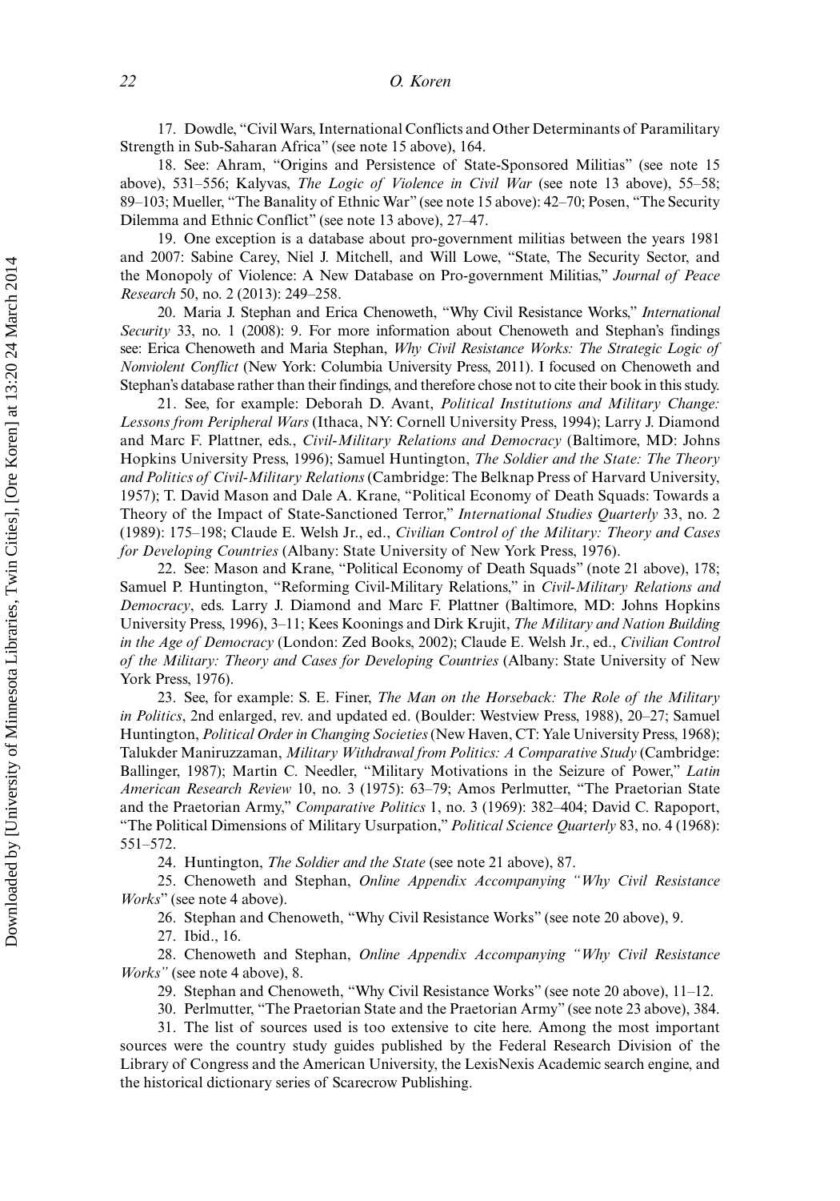17. Dowdle, "Civil Wars, International Conflicts and Other Determinants of Paramilitary Strength in Sub-Saharan Africa" (see note 15 above), 164.

18. See: Ahram, "Origins and Persistence of State-Sponsored Militias" (see note 15 above), 531–556; Kalyvas, *The Logic of Violence in Civil War* (see note 13 above), 55–58; 89–103; Mueller, "The Banality of Ethnic War" (see note 15 above): 42–70; Posen, "The Security Dilemma and Ethnic Conflict" (see note 13 above), 27–47.

19. One exception is a database about pro-government militias between the years 1981 and 2007: Sabine Carey, Niel J. Mitchell, and Will Lowe, "State, The Security Sector, and the Monopoly of Violence: A New Database on Pro-government Militias," *Journal of Peace Research* 50, no. 2 (2013): 249–258.

20. Maria J. Stephan and Erica Chenoweth, "Why Civil Resistance Works," *International Security* 33, no. 1 (2008): 9. For more information about Chenoweth and Stephan's findings see: Erica Chenoweth and Maria Stephan, *Why Civil Resistance Works: The Strategic Logic of Nonviolent Conflict* (New York: Columbia University Press, 2011). I focused on Chenoweth and Stephan's database rather than their findings, and therefore chose not to cite their book in this study.

21. See, for example: Deborah D. Avant, *Political Institutions and Military Change: Lessons from Peripheral Wars* (Ithaca, NY: Cornell University Press, 1994); Larry J. Diamond and Marc F. Plattner, eds., *Civil-Military Relations and Democracy* (Baltimore, MD: Johns Hopkins University Press, 1996); Samuel Huntington, *The Soldier and the State: The Theory and Politics of Civil-Military Relations* (Cambridge: The Belknap Press of Harvard University, 1957); T. David Mason and Dale A. Krane, "Political Economy of Death Squads: Towards a Theory of the Impact of State-Sanctioned Terror," *International Studies Quarterly* 33, no. 2 (1989): 175–198; Claude E. Welsh Jr., ed., *Civilian Control of the Military: Theory and Cases for Developing Countries* (Albany: State University of New York Press, 1976).

22. See: Mason and Krane, "Political Economy of Death Squads" (note 21 above), 178; Samuel P. Huntington, "Reforming Civil-Military Relations," in *Civil-Military Relations and Democracy*, eds. Larry J. Diamond and Marc F. Plattner (Baltimore, MD: Johns Hopkins University Press, 1996), 3–11; Kees Koonings and Dirk Krujit, *The Military and Nation Building in the Age of Democracy* (London: Zed Books, 2002); Claude E. Welsh Jr., ed., *Civilian Control of the Military: Theory and Cases for Developing Countries* (Albany: State University of New York Press, 1976).

23. See, for example: S. E. Finer, *The Man on the Horseback: The Role of the Military in Politics*, 2nd enlarged, rev. and updated ed. (Boulder: Westview Press, 1988), 20–27; Samuel Huntington, *Political Order in Changing Societies* (New Haven, CT: Yale University Press, 1968); Talukder Maniruzzaman, *Military Withdrawal from Politics: A Comparative Study* (Cambridge: Ballinger, 1987); Martin C. Needler, "Military Motivations in the Seizure of Power," *Latin American Research Review* 10, no. 3 (1975): 63–79; Amos Perlmutter, "The Praetorian State and the Praetorian Army," *Comparative Politics* 1, no. 3 (1969): 382–404; David C. Rapoport, "The Political Dimensions of Military Usurpation," *Political Science Quarterly* 83, no. 4 (1968): 551–572.

24. Huntington, *The Soldier and the State* (see note 21 above), 87.

25. Chenoweth and Stephan, *Online Appendix Accompanying "Why Civil Resistance Works"* (see note 4 above).

26. Stephan and Chenoweth, "Why Civil Resistance Works" (see note 20 above), 9.

27. Ibid., 16.

28. Chenoweth and Stephan, *Online Appendix Accompanying "Why Civil Resistance Works"* (see note 4 above), 8.

29. Stephan and Chenoweth, "Why Civil Resistance Works" (see note 20 above), 11–12.

30. Perlmutter, "The Praetorian State and the Praetorian Army" (see note 23 above), 384.

31. The list of sources used is too extensive to cite here. Among the most important sources were the country study guides published by the Federal Research Division of the Library of Congress and the American University, the LexisNexis Academic search engine, and the historical dictionary series of Scarecrow Publishing.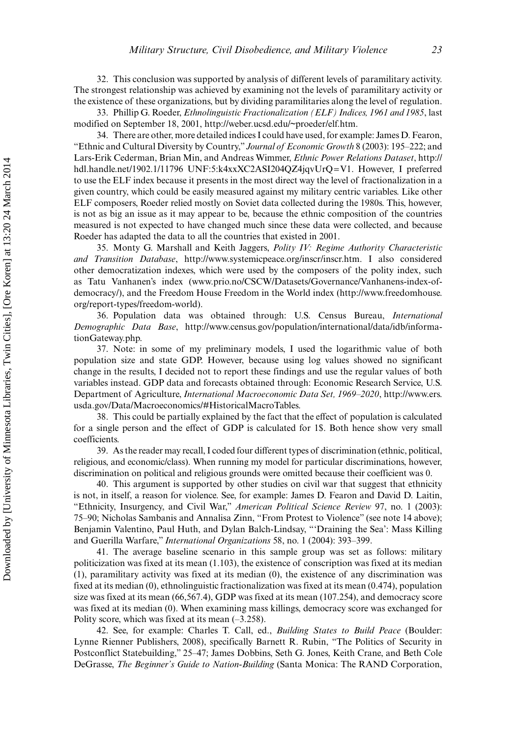32. This conclusion was supported by analysis of different levels of paramilitary activity. The strongest relationship was achieved by examining not the levels of paramilitary activity or the existence of these organizations, but by dividing paramilitaries along the level of regulation.

33. Phillip G. Roeder, *Ethnolinguistic Fractionalization (ELF) Indices, 1961 and 1985*, last modified on September 18, 2001, http://weber.ucsd.edu/~proeder/elf.htm.

34. There are other, more detailed indices I could have used, for example: James D. Fearon, "Ethnic and Cultural Diversity by Country," *Journal of Economic Growth* 8 (2003): 195–222; and Lars-Erik Cederman, Brian Min, and Andreas Wimmer, *Ethnic Power Relations Dataset*, http://hdl.handle.net/1902.1/11796 UNF:5:k4xxXC2ASI204QZ4jqvUrQ=V1. However, I preferred to use the ELF index because it presents in the most direct way the level of fractionalization in a given country, which could be easily measured against my military centric variables. Like other ELF composers, Roeder relied mostly on Soviet data collected during the 1980s. This, however, is not as big an issue as it may appear to be, because the ethnic composition of the countries measured is not expected to have changed much since these data were collected, and because Roeder has adapted the data to all the countries that existed in 2001.

35. Monty G. Marshall and Keith Jaggers, *Polity IV: Regime Authority Characteristic and Transition Database*, http://www.systemicpeace.org/inscr/inscr.htm. I also considered other democratization indexes, which were used by the composers of the polity index, such as Tatu Vanhanen's index (www.prio.no/CSCW/Datasets/Governance/Vanhanens-index-of-democracy/), and the Freedom House Freedom in the World index (http://www.freedomhouse.org/report-types/freedom-world).

36. Population data was obtained through: U.S. Census Bureau, *International Demographic Data Base*, http://www.census.gov/population/international/data/idb/informationGateway.php.

37. Note: in some of my preliminary models, I used the logarithmic value of both population size and state GDP. However, because using log values showed no significant change in the results, I decided not to report these findings and use the regular values of both variables instead. GDP data and forecasts obtained through: Economic Research Service, U.S. Department of Agriculture, *International Macroeconomic Data Set, 1969–2020*, http://www.ers.usda.gov/Data/Macroeconomics/#HistoricalMacroTables.

38. This could be partially explained by the fact that the effect of population is calculated for a single person and the effect of GDP is calculated for 1$. Both hence show very small coefficients.

39. As the reader may recall, I coded four different types of discrimination (ethnic, political, religious, and economic/class). When running my model for particular discriminations, however, discrimination on political and religious grounds were omitted because their coefficient was 0.

40. This argument is supported by other studies on civil war that suggest that ethnicity is not, in itself, a reason for violence. See, for example: James D. Fearon and David D. Laitin, "Ethnicity, Insurgency, and Civil War," *American Political Science Review* 97, no. 1 (2003): 75–90; Nicholas Sambanis and Annalisa Zinn, "From Protest to Violence" (see note 14 above); Benjamin Valentino, Paul Huth, and Dylan Balch-Lindsay, "'Draining the Sea': Mass Killing and Guerilla Warfare," *International Organizations* 58, no. 1 (2004): 393–399.

41. The average baseline scenario in this sample group was set as follows: military politicization was fixed at its mean (1.103), the existence of conscription was fixed at its median (1), paramilitary activity was fixed at its median (0), the existence of any discrimination was fixed at its median (0), ethnolinguistic fractionalization was fixed at its mean (0.474), population size was fixed at its mean (66,567.4), GDP was fixed at its mean (107.254), and democracy score was fixed at its median (0). When examining mass killings, democracy score was exchanged for Polity score, which was fixed at its mean (–3.258).

42. See, for example: Charles T. Call, ed., *Building States to Build Peace* (Boulder: Lynne Rienner Publishers, 2008), specifically Barnett R. Rubin, "The Politics of Security in Postconflict Statebuilding," 25–47; James Dobbins, Seth G. Jones, Keith Crane, and Beth Cole DeGrasse, *The Beginner's Guide to Nation-Building* (Santa Monica: The RAND Corporation,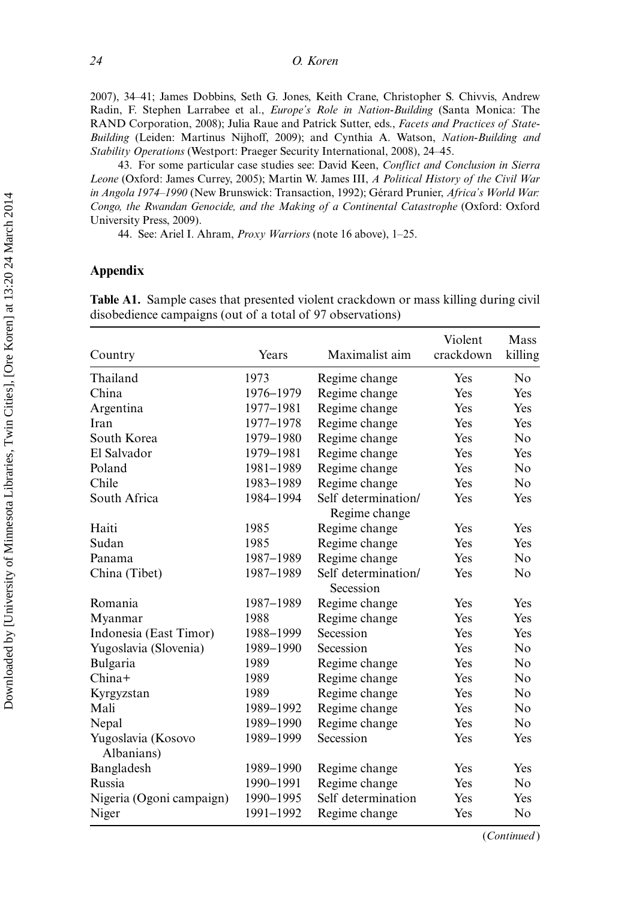2007), 34–41; James Dobbins, Seth G. Jones, Keith Crane, Christopher S. Chivvis, Andrew Radin, F. Stephen Larrabee et al., *Europe's Role in Nation-Building* (Santa Monica: The RAND Corporation, 2008); Julia Raue and Patrick Sutter, eds., *Facets and Practices of State-Building* (Leiden: Martinus Nijhoff, 2009); and Cynthia A. Watson, *Nation-Building and Stability Operations* (Westport: Praeger Security International, 2008), 24–45.

43. For some particular case studies see: David Keen, *Conflict and Conclusion in Sierra Leone* (Oxford: James Currey, 2005); Martin W. James III, *A Political History of the Civil War in Angola 1974–1990* (New Brunswick: Transaction, 1992); Gérard Prunier, *Africa's World War: Congo, the Rwandan Genocide, and the Making of a Continental Catastrophe* (Oxford: Oxford University Press, 2009).

44. See: Ariel I. Ahram, *Proxy Warriors* (note 16 above), 1–25.

## Appendix

**Table A1.** Sample cases that presented violent crackdown or mass killing during civil disobedience campaigns (out of a total of 97 observations)

| Country | Years | Maximalist aim | Violent crackdown | Mass killing |
|---|---|---|---|---|
| Thailand | 1973 | Regime change | Yes | No |
| China | 1976–1979 | Regime change | Yes | Yes |
| Argentina | 1977–1981 | Regime change | Yes | Yes |
| Iran | 1977–1978 | Regime change | Yes | Yes |
| South Korea | 1979–1980 | Regime change | Yes | No |
| El Salvador | 1979–1981 | Regime change | Yes | Yes |
| Poland | 1981–1989 | Regime change | Yes | No |
| Chile | 1983–1989 | Regime change | Yes | No |
| South Africa | 1984–1994 | Self determination/ Regime change | Yes | Yes |
| Haiti | 1985 | Regime change | Yes | Yes |
| Sudan | 1985 | Regime change | Yes | Yes |
| Panama | 1987–1989 | Regime change | Yes | No |
| China (Tibet) | 1987–1989 | Self determination/ Secession | Yes | No |
| Romania | 1987–1989 | Regime change | Yes | Yes |
| Myanmar | 1988 | Regime change | Yes | Yes |
| Indonesia (East Timor) | 1988–1999 | Secession | Yes | Yes |
| Yugoslavia (Slovenia) | 1989–1990 | Secession | Yes | No |
| Bulgaria | 1989 | Regime change | Yes | No |
| China+ | 1989 | Regime change | Yes | No |
| Kyrgyzstan | 1989 | Regime change | Yes | No |
| Mali | 1989–1992 | Regime change | Yes | No |
| Nepal | 1989–1990 | Regime change | Yes | No |
| Yugoslavia (Kosovo Albanians) | 1989–1999 | Secession | Yes | Yes |
| Bangladesh | 1989–1990 | Regime change | Yes | Yes |
| Russia | 1990–1991 | Regime change | Yes | No |
| Nigeria (Ogoni campaign) | 1990–1995 | Self determination | Yes | Yes |
| Niger | 1991–1992 | Regime change | Yes | No |

(*Continued*)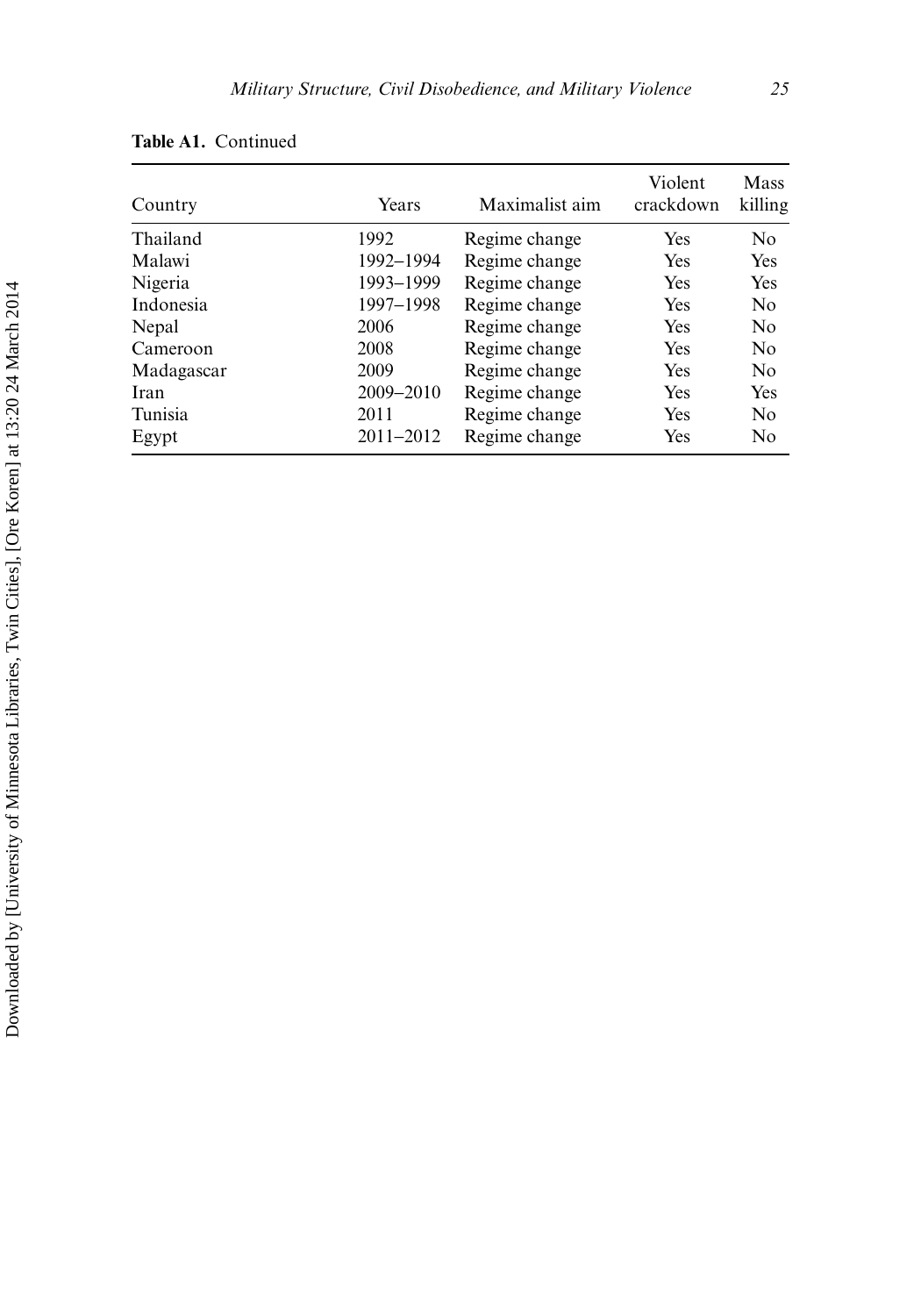**Table A1.** Continued

| Country | Years | Maximalist aim | Violent crackdown | Mass killing |
|---|---|---|---|---|
| Thailand | 1992 | Regime change | Yes | No |
| Malawi | 1992–1994 | Regime change | Yes | Yes |
| Nigeria | 1993–1999 | Regime change | Yes | Yes |
| Indonesia | 1997–1998 | Regime change | Yes | No |
| Nepal | 2006 | Regime change | Yes | No |
| Cameroon | 2008 | Regime change | Yes | No |
| Madagascar | 2009 | Regime change | Yes | No |
| Iran | 2009–2010 | Regime change | Yes | Yes |
| Tunisia | 2011 | Regime change | Yes | No |
| Egypt | 2011–2012 | Regime change | Yes | No |